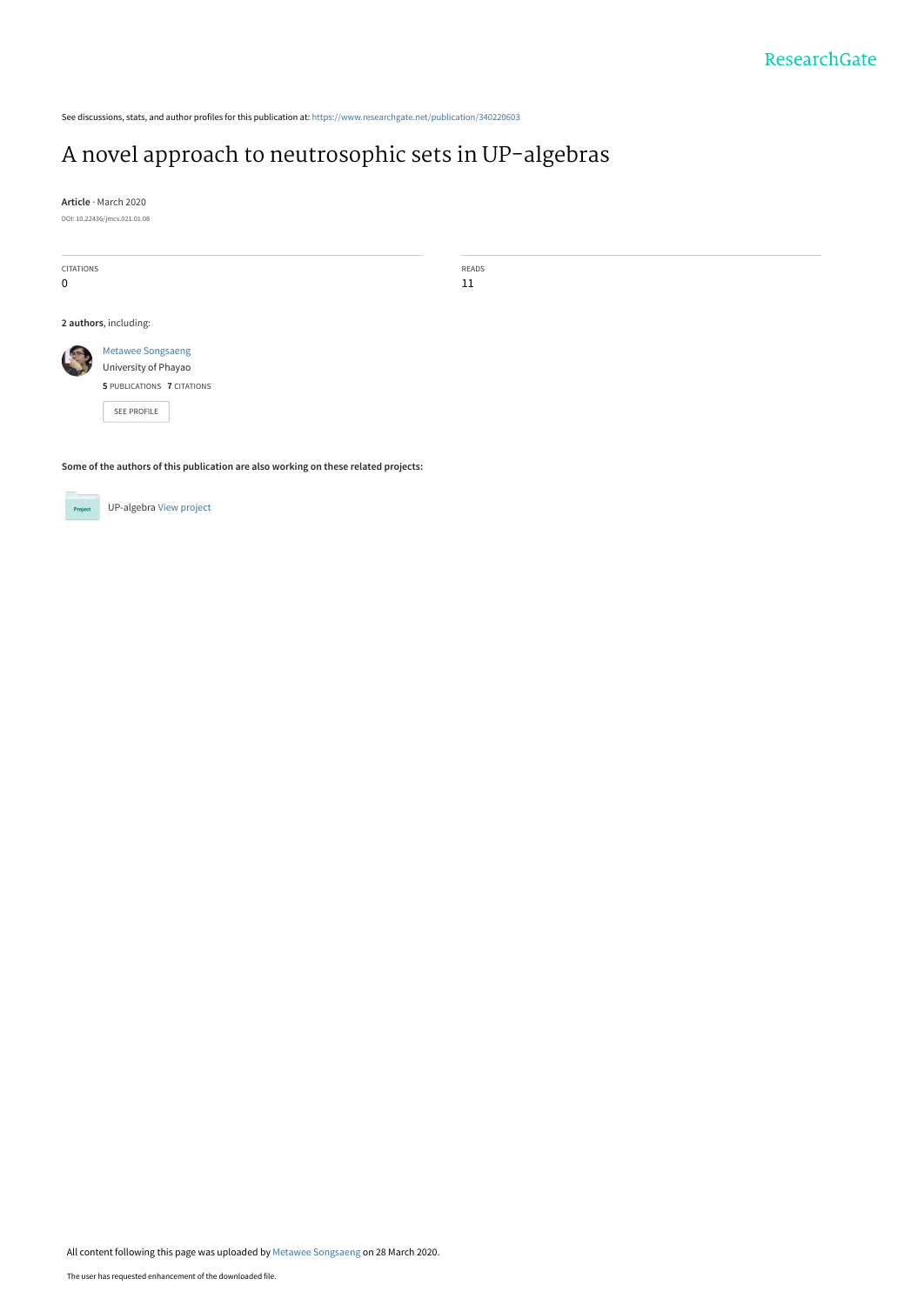See discussions, stats, and author profiles for this publication at: https://www.researchgate.net/publication/340220603

# A novel approach to neutrosophic sets in UP-algebras

**Article** · March 2020

DOI: 10.22436/jmcs.021.01.08

| CITATIONS | READS |
| --- | --- |
| 0 | 11 |

**2 authors**, including:

Metawee Songsaeng
University of Phayao
**5** PUBLICATIONS **7** CITATIONS

SEE PROFILE

**Some of the authors of this publication are also working on these related projects:**

UP-algebra View project

All content following this page was uploaded by Metawee Songsaeng on 28 March 2020.

The user has requested enhancement of the downloaded file.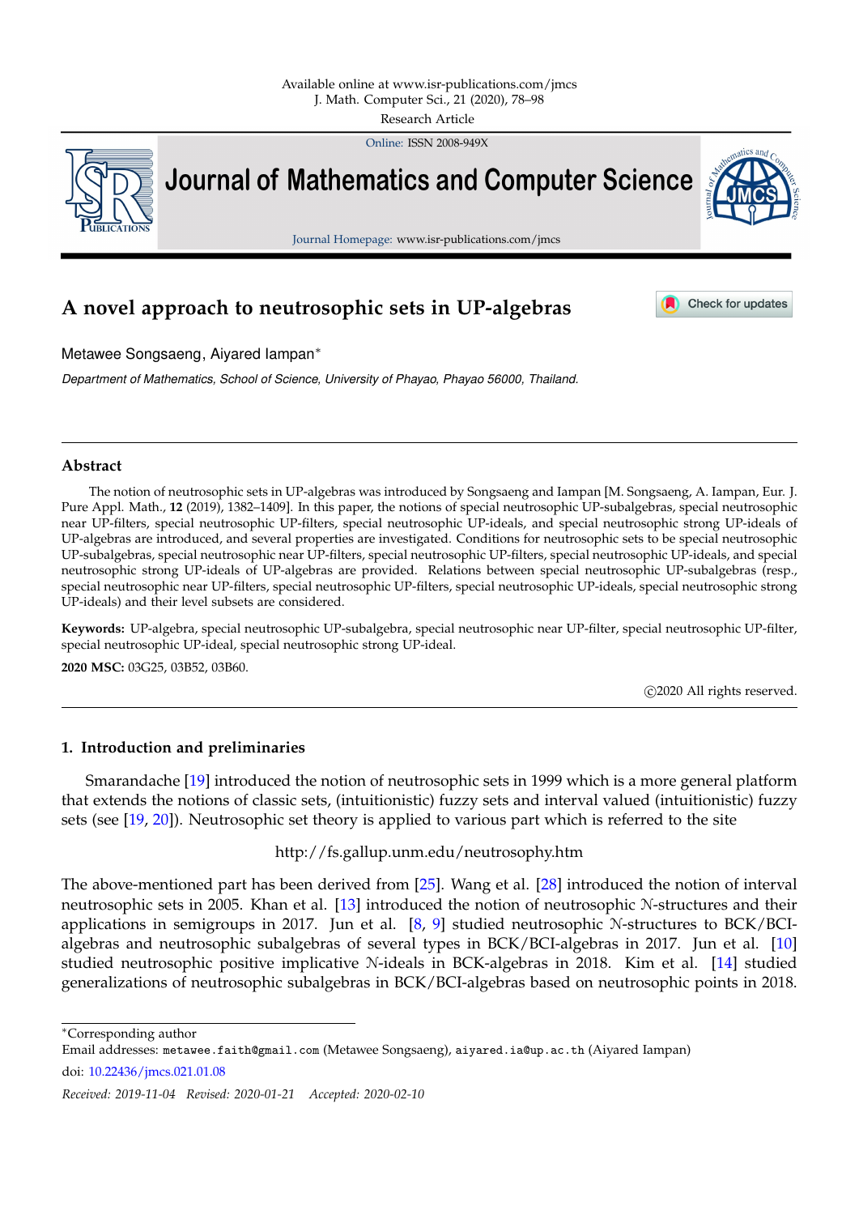# A novel approach to neutrosophic sets in UP-algebras

Metawee Songsaeng, Aiyared Iampan*

*Department of Mathematics, School of Science, University of Phayao, Phayao 56000, Thailand.*

---

## Abstract

The notion of neutrosophic sets in UP-algebras was introduced by Songsaeng and Iampan [M. Songsaeng, A. Iampan, Eur. J. Pure Appl. Math., **12** (2019), 1382–1409]. In this paper, the notions of special neutrosophic UP-subalgebras, special neutrosophic near UP-filters, special neutrosophic UP-filters, special neutrosophic UP-ideals, and special neutrosophic strong UP-ideals of UP-algebras are introduced, and several properties are investigated. Conditions for neutrosophic sets to be special neutrosophic UP-subalgebras, special neutrosophic near UP-filters, special neutrosophic UP-filters, special neutrosophic UP-ideals, and special neutrosophic strong UP-ideals of UP-algebras are provided. Relations between special neutrosophic UP-subalgebras (resp., special neutrosophic near UP-filters, special neutrosophic UP-filters, special neutrosophic UP-ideals, special neutrosophic strong UP-ideals) and their level subsets are considered.

**Keywords:** UP-algebra, special neutrosophic UP-subalgebra, special neutrosophic near UP-filter, special neutrosophic UP-filter, special neutrosophic UP-ideal, special neutrosophic strong UP-ideal.

**2020 MSC:** 03G25, 03B52, 03B60.

©2020 All rights reserved.

---

## 1. Introduction and preliminaries

Smarandache [19] introduced the notion of neutrosophic sets in 1999 which is a more general platform that extends the notions of classic sets, (intuitionistic) fuzzy sets and interval valued (intuitionistic) fuzzy sets (see [19, 20]). Neutrosophic set theory is applied to various part which is referred to the site

http://fs.gallup.unm.edu/neutrosophy.htm

The above-mentioned part has been derived from [25]. Wang et al. [28] introduced the notion of interval neutrosophic sets in 2005. Khan et al. [13] introduced the notion of neutrosophic $\mathcal{N}$-structures and their applications in semigroups in 2017. Jun et al. [8, 9] studied neutrosophic $\mathcal{N}$-structures to BCK/BCI-algebras and neutrosophic subalgebras of several types in BCK/BCI-algebras in 2017. Jun et al. [10] studied neutrosophic positive implicative $\mathcal{N}$-ideals in BCK-algebras in 2018. Kim et al. [14] studied generalizations of neutrosophic subalgebras in BCK/BCI-algebras based on neutrosophic points in 2018.

---

*Corresponding author

Email addresses: metawee.faith@gmail.com (Metawee Songsaeng), aiyared.ia@up.ac.th (Aiyared Iampan)

doi: 10.22436/jmcs.021.01.08

*Received: 2019-11-04 Revised: 2020-01-21 Accepted: 2020-02-10*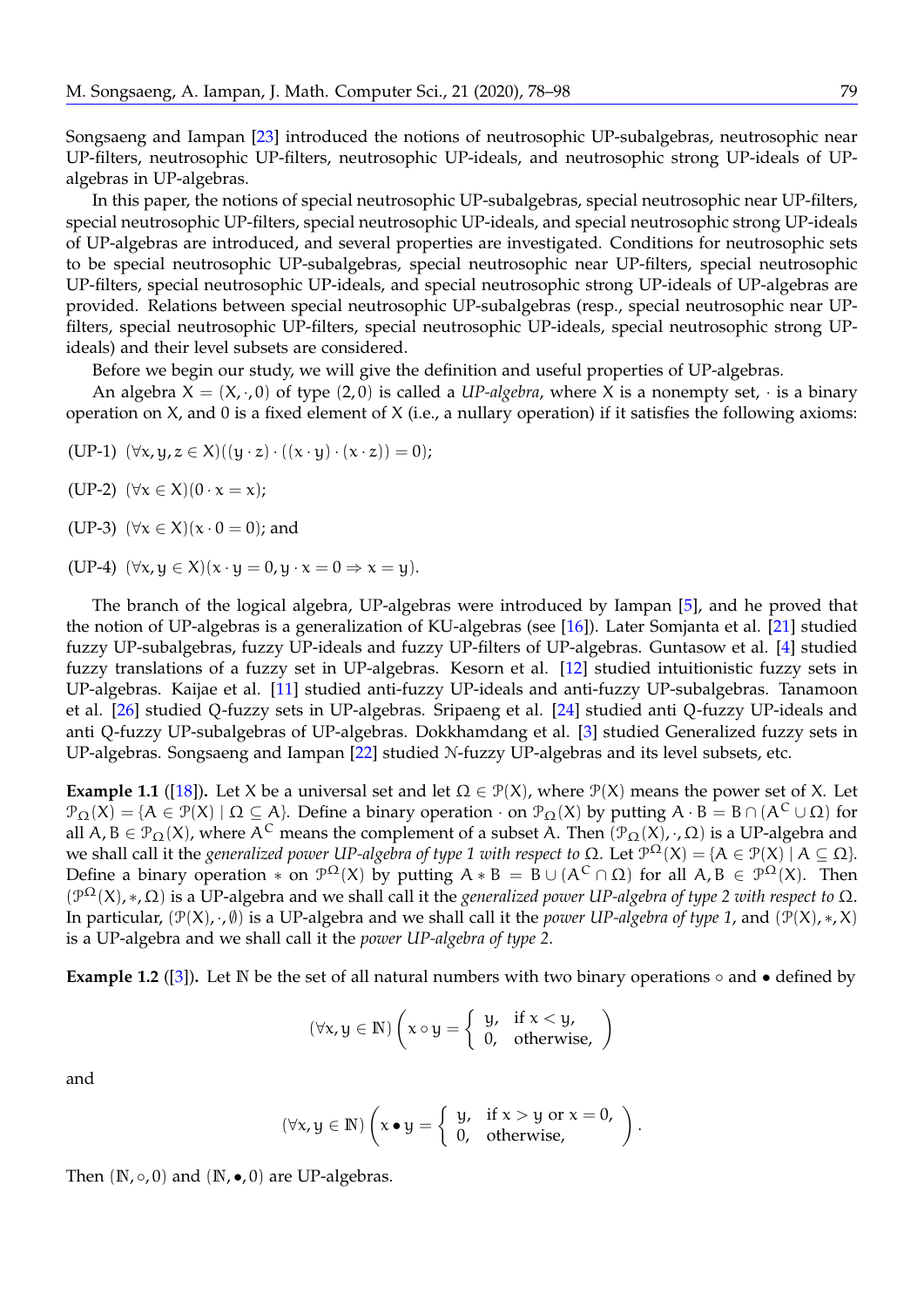Songsaeng and Iampan [23] introduced the notions of neutrosophic UP-subalgebras, neutrosophic near UP-filters, neutrosophic UP-filters, neutrosophic UP-ideals, and neutrosophic strong UP-ideals of UP-algebras in UP-algebras.

In this paper, the notions of special neutrosophic UP-subalgebras, special neutrosophic near UP-filters, special neutrosophic UP-filters, special neutrosophic UP-ideals, and special neutrosophic strong UP-ideals of UP-algebras are introduced, and several properties are investigated. Conditions for neutrosophic sets to be special neutrosophic UP-subalgebras, special neutrosophic near UP-filters, special neutrosophic UP-filters, special neutrosophic UP-ideals, and special neutrosophic strong UP-ideals of UP-algebras are provided. Relations between special neutrosophic UP-subalgebras (resp., special neutrosophic near UP-filters, special neutrosophic UP-filters, special neutrosophic UP-ideals, special neutrosophic strong UP-ideals) and their level subsets are considered.

Before we begin our study, we will give the definition and useful properties of UP-algebras.

An algebra $X = (X, \cdot, 0)$ of type $(2, 0)$ is called a *UP-algebra*, where $X$ is a nonempty set, $\cdot$ is a binary operation on $X$, and $0$ is a fixed element of $X$ (i.e., a nullary operation) if it satisfies the following axioms:

(UP-1) $(\forall x, y, z \in X)((y \cdot z) \cdot ((x \cdot y) \cdot (x \cdot z)) = 0)$;

(UP-2) $(\forall x \in X)(0 \cdot x = x)$;

(UP-3) $(\forall x \in X)(x \cdot 0 = 0)$; and

(UP-4) $(\forall x, y \in X)(x \cdot y = 0, y \cdot x = 0 \Rightarrow x = y)$.

The branch of the logical algebra, UP-algebras were introduced by Iampan [5], and he proved that the notion of UP-algebras is a generalization of KU-algebras (see [16]). Later Somjanta et al. [21] studied fuzzy UP-subalgebras, fuzzy UP-ideals and fuzzy UP-filters of UP-algebras. Guntasow et al. [4] studied fuzzy translations of a fuzzy set in UP-algebras. Kesorn et al. [12] studied intuitionistic fuzzy sets in UP-algebras. Kaijae et al. [11] studied anti-fuzzy UP-ideals and anti-fuzzy UP-subalgebras. Tanamoon et al. [26] studied Q-fuzzy sets in UP-algebras. Sripaeng et al. [24] studied anti Q-fuzzy UP-ideals and anti Q-fuzzy UP-subalgebras of UP-algebras. Dokkhamdang et al. [3] studied Generalized fuzzy sets in UP-algebras. Songsaeng and Iampan [22] studied $\mathcal{N}$-fuzzy UP-algebras and its level subsets, etc.

**Example 1.1** ([18]). Let $X$ be a universal set and let $\Omega \in \mathcal{P}(X)$, where $\mathcal{P}(X)$ means the power set of $X$. Let $\mathcal{P}_\Omega(X) = \{A \in \mathcal{P}(X) \mid \Omega \subseteq A\}$. Define a binary operation $\cdot$ on $\mathcal{P}_\Omega(X)$ by putting $A \cdot B = B \cap (A^C \cup \Omega)$ for all $A, B \in \mathcal{P}_\Omega(X)$, where $A^C$ means the complement of a subset $A$. Then $(\mathcal{P}_\Omega(X), \cdot, \Omega)$ is a UP-algebra and we shall call it the *generalized power UP-algebra of type 1 with respect to* $\Omega$. Let $\mathcal{P}^\Omega(X) = \{A \in \mathcal{P}(X) \mid A \subseteq \Omega\}$. Define a binary operation $*$ on $\mathcal{P}^\Omega(X)$ by putting $A * B = B \cup (A^C \cap \Omega)$ for all $A, B \in \mathcal{P}^\Omega(X)$. Then $(\mathcal{P}^\Omega(X), *, \Omega)$ is a UP-algebra and we shall call it the *generalized power UP-algebra of type 2 with respect to* $\Omega$. In particular, $(\mathcal{P}(X), \cdot, \emptyset)$ is a UP-algebra and we shall call it the *power UP-algebra of type 1*, and $(\mathcal{P}(X), *, X)$ is a UP-algebra and we shall call it the *power UP-algebra of type 2*.

**Example 1.2** ([3]). Let $\mathbb{N}$ be the set of all natural numbers with two binary operations $\circ$ and $\bullet$ defined by

$$(\forall x, y \in \mathbb{N})\left(x \circ y = \begin{cases} y, & \text{if } x < y, \\ 0, & \text{otherwise,} \end{cases}\right)$$

and

$$(\forall x, y \in \mathbb{N})\left(x \bullet y = \begin{cases} y, & \text{if } x > y \text{ or } x = 0, \\ 0, & \text{otherwise,} \end{cases}\right).$$

Then $(\mathbb{N}, \circ, 0)$ and $(\mathbb{N}, \bullet, 0)$ are UP-algebras.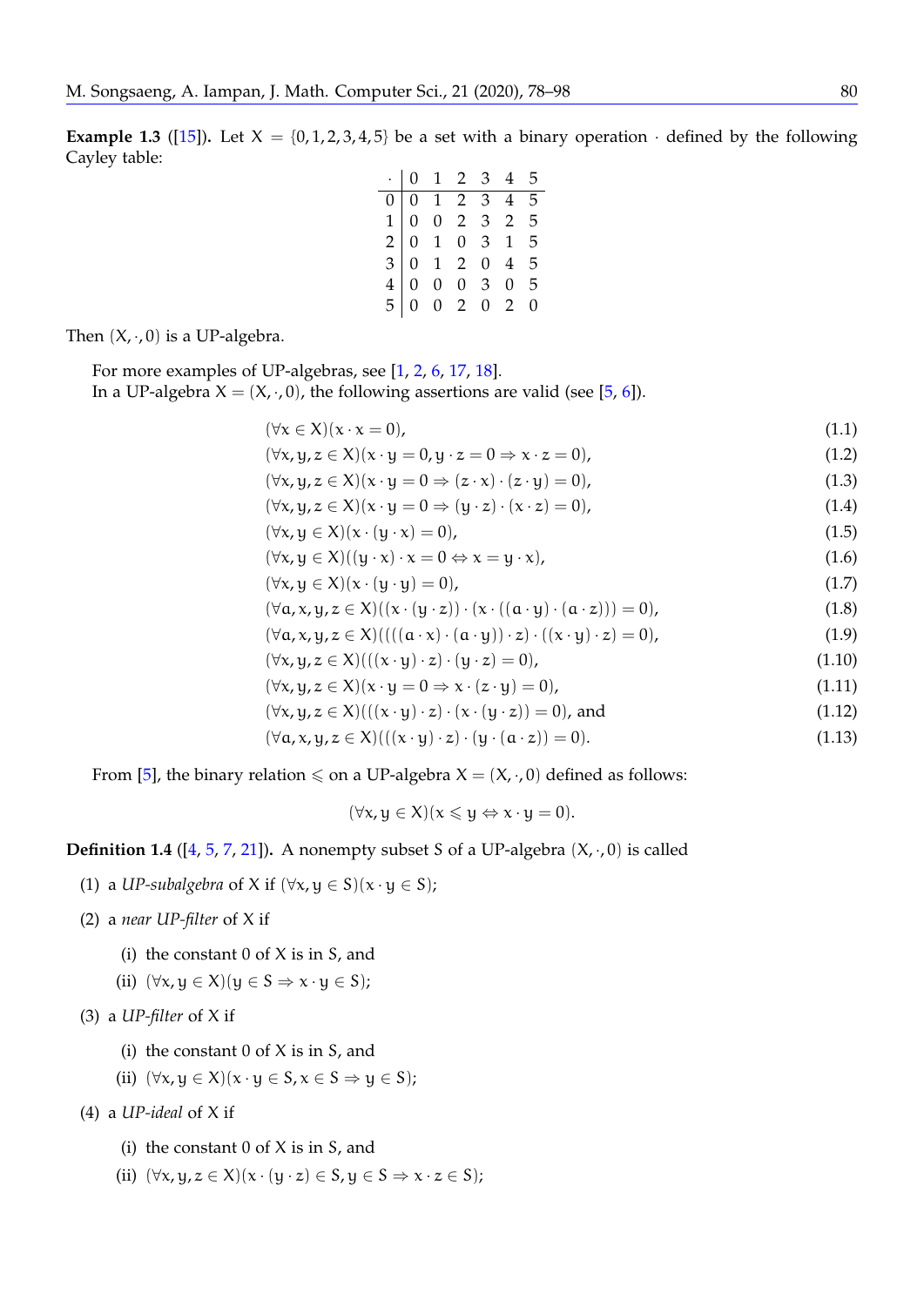**Example 1.3** ([15]). Let $X = \{0, 1, 2, 3, 4, 5\}$ be a set with a binary operation $\cdot$ defined by the following Cayley table:

| $\cdot$ | 0 | 1 | 2 | 3 | 4 | 5 |
|---|---|---|---|---|---|---|
| 0 | 0 | 1 | 2 | 3 | 4 | 5 |
| 1 | 0 | 0 | 2 | 3 | 2 | 5 |
| 2 | 0 | 1 | 0 | 3 | 1 | 5 |
| 3 | 0 | 1 | 2 | 0 | 4 | 5 |
| 4 | 0 | 0 | 0 | 3 | 0 | 5 |
| 5 | 0 | 0 | 2 | 0 | 2 | 0 |

Then $(X, \cdot, 0)$ is a UP-algebra.

For more examples of UP-algebras, see [1, 2, 6, 17, 18].

In a UP-algebra $X = (X, \cdot, 0)$, the following assertions are valid (see [5, 6]).

$$(\forall x \in X)(x \cdot x = 0), \tag{1.1}$$

$$(\forall x, y, z \in X)(x \cdot y = 0, y \cdot z = 0 \Rightarrow x \cdot z = 0), \tag{1.2}$$

$$(\forall x, y, z \in X)(x \cdot y = 0 \Rightarrow (z \cdot x) \cdot (z \cdot y) = 0), \tag{1.3}$$

$$(\forall x, y, z \in X)(x \cdot y = 0 \Rightarrow (y \cdot z) \cdot (x \cdot z) = 0), \tag{1.4}$$

$$(\forall x, y \in X)(x \cdot (y \cdot x) = 0), \tag{1.5}$$

$$(\forall x, y \in X)((y \cdot x) \cdot x = 0 \Leftrightarrow x = y \cdot x), \tag{1.6}$$

$$(\forall x, y \in X)(x \cdot (y \cdot y) = 0), \tag{1.7}$$

$$(\forall a, x, y, z \in X)((x \cdot (y \cdot z)) \cdot (x \cdot ((a \cdot y) \cdot (a \cdot z))) = 0), \tag{1.8}$$

$$(\forall a, x, y, z \in X)((((a \cdot x) \cdot (a \cdot y)) \cdot z) \cdot ((x \cdot y) \cdot z) = 0), \tag{1.9}$$

$$(\forall x, y, z \in X)(((x \cdot y) \cdot z) \cdot (y \cdot z) = 0), \tag{1.10}$$

$$(\forall x, y, z \in X)(x \cdot y = 0 \Rightarrow x \cdot (z \cdot y) = 0), \tag{1.11}$$

$$(\forall x, y, z \in X)(((x \cdot y) \cdot z) \cdot (x \cdot (y \cdot z)) = 0), \text{ and} \tag{1.12}$$

$$(\forall a, x, y, z \in X)(((x \cdot y) \cdot z) \cdot (y \cdot (a \cdot z)) = 0). \tag{1.13}$$

From [5], the binary relation $\leqslant$ on a UP-algebra $X = (X, \cdot, 0)$ defined as follows:

$$(\forall x, y \in X)(x \leqslant y \Leftrightarrow x \cdot y = 0).$$

**Definition 1.4** ([4, 5, 7, 21]). A nonempty subset $S$ of a UP-algebra $(X, \cdot, 0)$ is called

(1) a *UP-subalgebra* of $X$ if $(\forall x, y \in S)(x \cdot y \in S)$;

(2) a *near UP-filter* of $X$ if

   (i) the constant 0 of $X$ is in $S$, and

   (ii) $(\forall x, y \in X)(y \in S \Rightarrow x \cdot y \in S)$;

(3) a *UP-filter* of $X$ if

   (i) the constant 0 of $X$ is in $S$, and

   (ii) $(\forall x, y \in X)(x \cdot y \in S, x \in S \Rightarrow y \in S)$;

(4) a *UP-ideal* of $X$ if

   (i) the constant 0 of $X$ is in $S$, and

   (ii) $(\forall x, y, z \in X)(x \cdot (y \cdot z) \in S, y \in S \Rightarrow x \cdot z \in S)$;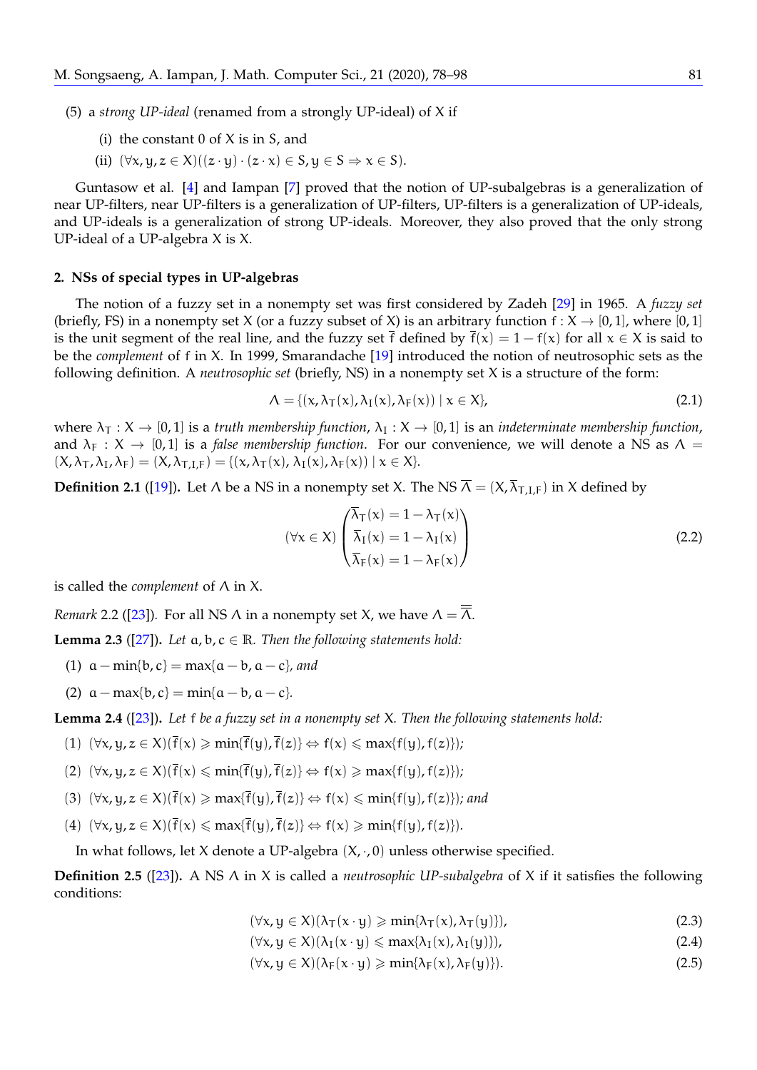(5) a *strong UP-ideal* (renamed from a strongly UP-ideal) of X if

   (i) the constant 0 of X is in S, and

   (ii) $(\forall x, y, z \in X)((z \cdot y) \cdot (z \cdot x) \in S, y \in S \Rightarrow x \in S)$.

Guntasow et al. [4] and Iampan [7] proved that the notion of UP-subalgebras is a generalization of near UP-filters, near UP-filters is a generalization of UP-filters, UP-filters is a generalization of UP-ideals, and UP-ideals is a generalization of strong UP-ideals. Moreover, they also proved that the only strong UP-ideal of a UP-algebra X is X.

## 2. NSs of special types in UP-algebras

The notion of a fuzzy set in a nonempty set was first considered by Zadeh [29] in 1965. A *fuzzy set* (briefly, FS) in a nonempty set X (or a fuzzy subset of X) is an arbitrary function $f : X \to [0, 1]$, where $[0, 1]$ is the unit segment of the real line, and the fuzzy set $\overline{f}$ defined by $\overline{f}(x) = 1 - f(x)$ for all $x \in X$ is said to be the *complement* of f in X. In 1999, Smarandache [19] introduced the notion of neutrosophic sets as the following definition. A *neutrosophic set* (briefly, NS) in a nonempty set X is a structure of the form:

$$\Lambda = \{(x, \lambda_T(x), \lambda_I(x), \lambda_F(x)) \mid x \in X\}, \tag{2.1}$$

where $\lambda_T : X \to [0, 1]$ is a *truth membership function*, $\lambda_I : X \to [0, 1]$ is an *indeterminate membership function*, and $\lambda_F : X \to [0, 1]$ is a *false membership function*. For our convenience, we will denote a NS as $\Lambda = (X, \lambda_T, \lambda_I, \lambda_F) = (X, \lambda_{T,I,F}) = \{(x, \lambda_T(x), \lambda_I(x), \lambda_F(x)) \mid x \in X\}$.

**Definition 2.1** ([19]). Let $\Lambda$ be a NS in a nonempty set X. The NS $\overline{\Lambda} = (X, \overline{\lambda}_{T,I,F})$ in X defined by

$$(\forall x \in X) \begin{pmatrix} \overline{\lambda}_T(x) = 1 - \lambda_T(x) \\ \overline{\lambda}_I(x) = 1 - \lambda_I(x) \\ \overline{\lambda}_F(x) = 1 - \lambda_F(x) \end{pmatrix} \tag{2.2}$$

is called the *complement* of $\Lambda$ in X.

*Remark* 2.2 ([23]). For all NS $\Lambda$ in a nonempty set X, we have $\Lambda = \overline{\overline{\Lambda}}$.

**Lemma 2.3** ([27]). *Let $a, b, c \in \mathbb{R}$. Then the following statements hold:*

(1) $a - \min\{b, c\} = \max\{a - b, a - c\}$, *and*

(2) $a - \max\{b, c\} = \min\{a - b, a - c\}$.

**Lemma 2.4** ([23]). *Let f be a fuzzy set in a nonempty set X. Then the following statements hold:*

(1) $(\forall x, y, z \in X)(\overline{f}(x) \geqslant \min\{\overline{f}(y), \overline{f}(z)\} \Leftrightarrow f(x) \leqslant \max\{f(y), f(z)\})$;

(2) $(\forall x, y, z \in X)(\overline{f}(x) \leqslant \min\{\overline{f}(y), \overline{f}(z)\} \Leftrightarrow f(x) \geqslant \max\{f(y), f(z)\})$;

(3) $(\forall x, y, z \in X)(\overline{f}(x) \geqslant \max\{\overline{f}(y), \overline{f}(z)\} \Leftrightarrow f(x) \leqslant \min\{f(y), f(z)\})$; *and*

(4) $(\forall x, y, z \in X)(\overline{f}(x) \leqslant \max\{\overline{f}(y), \overline{f}(z)\} \Leftrightarrow f(x) \geqslant \min\{f(y), f(z)\})$.

In what follows, let X denote a UP-algebra $(X, \cdot, 0)$ unless otherwise specified.

**Definition 2.5** ([23]). A NS $\Lambda$ in X is called a *neutrosophic UP-subalgebra* of X if it satisfies the following conditions:

$$(\forall x, y \in X)(\lambda_T(x \cdot y) \geqslant \min\{\lambda_T(x), \lambda_T(y)\}), \tag{2.3}$$

$$(\forall x, y \in X)(\lambda_I(x \cdot y) \leqslant \max\{\lambda_I(x), \lambda_I(y)\}), \tag{2.4}$$

$$(\forall x, y \in X)(\lambda_F(x \cdot y) \geqslant \min\{\lambda_F(x), \lambda_F(y)\}). \tag{2.5}$$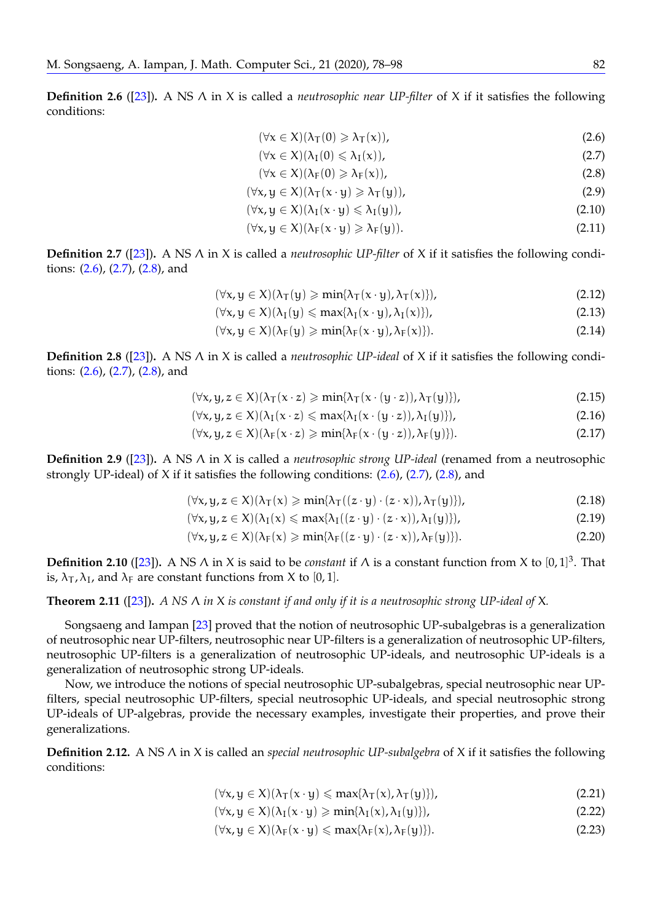**Definition 2.6** ([23]). A NS $\Lambda$ in X is called a *neutrosophic near UP-filter* of X if it satisfies the following conditions:

$$(\forall x \in X)(\lambda_T(0) \geqslant \lambda_T(x)), \tag{2.6}$$

$$(\forall x \in X)(\lambda_I(0) \leqslant \lambda_I(x)), \tag{2.7}$$

$$(\forall x \in X)(\lambda_F(0) \geqslant \lambda_F(x)), \tag{2.8}$$

$$(\forall x, y \in X)(\lambda_T(x \cdot y) \geqslant \lambda_T(y)), \tag{2.9}$$

$$(\forall x, y \in X)(\lambda_I(x \cdot y) \leqslant \lambda_I(y)), \tag{2.10}$$

$$(\forall x, y \in X)(\lambda_F(x \cdot y) \geqslant \lambda_F(y)). \tag{2.11}$$

**Definition 2.7** ([23]). A NS $\Lambda$ in X is called a *neutrosophic UP-filter* of X if it satisfies the following conditions: (2.6), (2.7), (2.8), and

$$(\forall x, y \in X)(\lambda_T(y) \geqslant \min\{\lambda_T(x \cdot y), \lambda_T(x)\}), \tag{2.12}$$

$$(\forall x, y \in X)(\lambda_I(y) \leqslant \max\{\lambda_I(x \cdot y), \lambda_I(x)\}), \tag{2.13}$$

$$(\forall x, y \in X)(\lambda_F(y) \geqslant \min\{\lambda_F(x \cdot y), \lambda_F(x)\}). \tag{2.14}$$

**Definition 2.8** ([23]). A NS $\Lambda$ in X is called a *neutrosophic UP-ideal* of X if it satisfies the following conditions: (2.6), (2.7), (2.8), and

$$(\forall x, y, z \in X)(\lambda_T(x \cdot z) \geqslant \min\{\lambda_T(x \cdot (y \cdot z)), \lambda_T(y)\}), \tag{2.15}$$

$$(\forall x, y, z \in X)(\lambda_I(x \cdot z) \leqslant \max\{\lambda_I(x \cdot (y \cdot z)), \lambda_I(y)\}), \tag{2.16}$$

$$(\forall x, y, z \in X)(\lambda_F(x \cdot z) \geqslant \min\{\lambda_F(x \cdot (y \cdot z)), \lambda_F(y)\}). \tag{2.17}$$

**Definition 2.9** ([23]). A NS $\Lambda$ in X is called a *neutrosophic strong UP-ideal* (renamed from a neutrosophic strongly UP-ideal) of X if it satisfies the following conditions: (2.6), (2.7), (2.8), and

$$(\forall x, y, z \in X)(\lambda_T(x) \geqslant \min\{\lambda_T((z \cdot y) \cdot (z \cdot x)), \lambda_T(y)\}), \tag{2.18}$$

$$(\forall x, y, z \in X)(\lambda_I(x) \leqslant \max\{\lambda_I((z \cdot y) \cdot (z \cdot x)), \lambda_I(y)\}), \tag{2.19}$$

$$(\forall x, y, z \in X)(\lambda_F(x) \geqslant \min\{\lambda_F((z \cdot y) \cdot (z \cdot x)), \lambda_F(y)\}). \tag{2.20}$$

**Definition 2.10** ([23]). A NS $\Lambda$ in X is said to be *constant* if $\Lambda$ is a constant function from X to $[0, 1]^3$. That is, $\lambda_T, \lambda_I$, and $\lambda_F$ are constant functions from X to $[0, 1]$.

**Theorem 2.11** ([23]). *A NS $\Lambda$ in X is constant if and only if it is a neutrosophic strong UP-ideal of X.*

Songsaeng and Iampan [23] proved that the notion of neutrosophic UP-subalgebras is a generalization of neutrosophic near UP-filters, neutrosophic near UP-filters is a generalization of neutrosophic UP-filters, neutrosophic UP-filters is a generalization of neutrosophic UP-ideals, and neutrosophic UP-ideals is a generalization of neutrosophic strong UP-ideals.

Now, we introduce the notions of special neutrosophic UP-subalgebras, special neutrosophic near UP-filters, special neutrosophic UP-filters, special neutrosophic UP-ideals, and special neutrosophic strong UP-ideals of UP-algebras, provide the necessary examples, investigate their properties, and prove their generalizations.

**Definition 2.12.** A NS $\Lambda$ in X is called an *special neutrosophic UP-subalgebra* of X if it satisfies the following conditions:

$$(\forall x, y \in X)(\lambda_T(x \cdot y) \leqslant \max\{\lambda_T(x), \lambda_T(y)\}), \tag{2.21}$$

$$(\forall x, y \in X)(\lambda_I(x \cdot y) \geqslant \min\{\lambda_I(x), \lambda_I(y)\}), \tag{2.22}$$

$$(\forall x, y \in X)(\lambda_F(x \cdot y) \leqslant \max\{\lambda_F(x), \lambda_F(y)\}). \tag{2.23}$$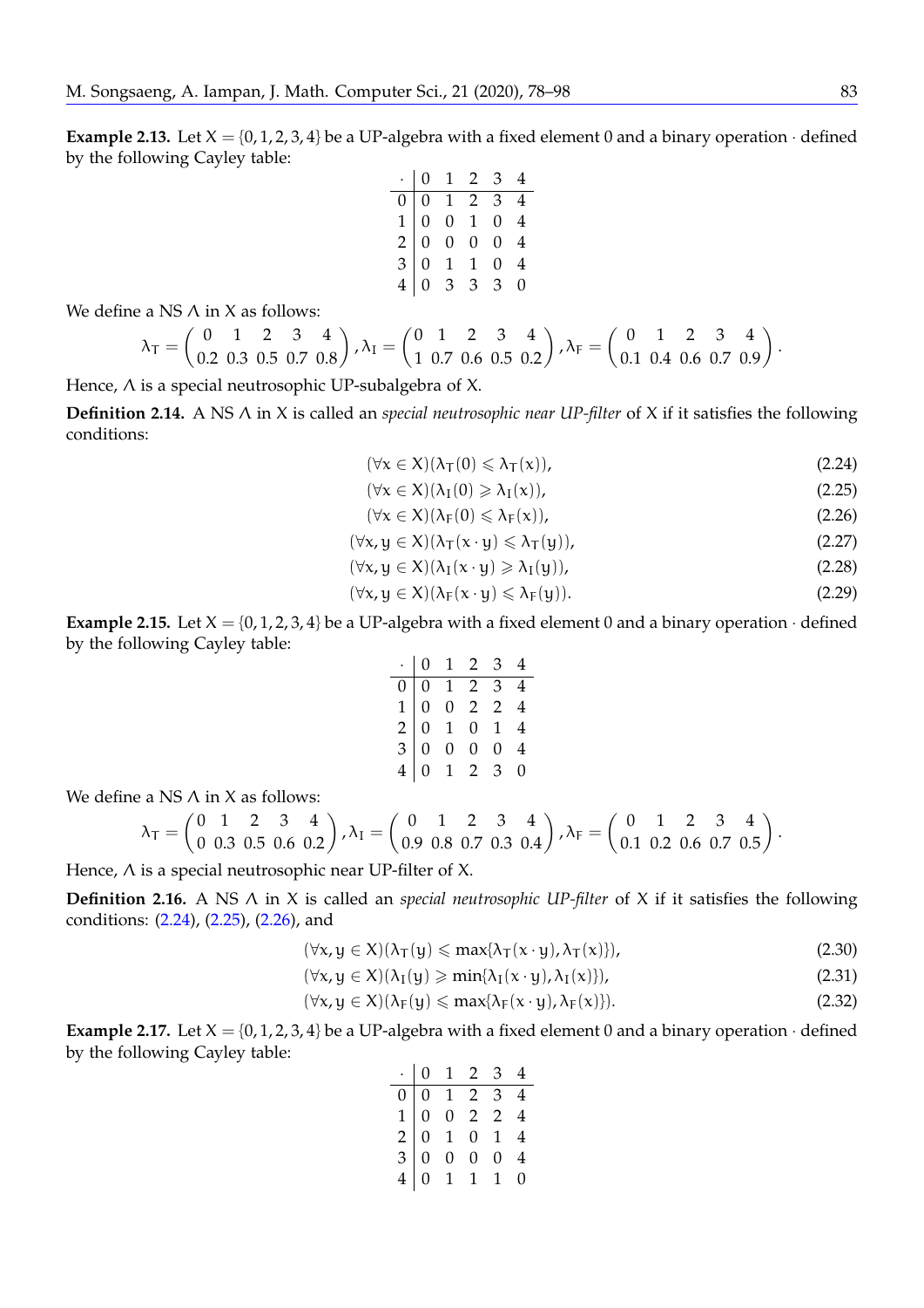**Example 2.13.** Let $X = \{0, 1, 2, 3, 4\}$ be a UP-algebra with a fixed element 0 and a binary operation $\cdot$ defined by the following Cayley table:

| $\cdot$ | 0 | 1 | 2 | 3 | 4 |
|---|---|---|---|---|---|
| 0 | 0 | 1 | 2 | 3 | 4 |
| 1 | 0 | 0 | 1 | 0 | 4 |
| 2 | 0 | 0 | 0 | 0 | 4 |
| 3 | 0 | 1 | 1 | 0 | 4 |
| 4 | 0 | 3 | 3 | 3 | 0 |

We define a NS $\Lambda$ in $X$ as follows:

$$\lambda_T = \begin{pmatrix} 0 & 1 & 2 & 3 & 4 \\ 0.2 & 0.3 & 0.5 & 0.7 & 0.8 \end{pmatrix}, \lambda_I = \begin{pmatrix} 0 & 1 & 2 & 3 & 4 \\ 1 & 0.7 & 0.6 & 0.5 & 0.2 \end{pmatrix}, \lambda_F = \begin{pmatrix} 0 & 1 & 2 & 3 & 4 \\ 0.1 & 0.4 & 0.6 & 0.7 & 0.9 \end{pmatrix}.$$

Hence, $\Lambda$ is a special neutrosophic UP-subalgebra of $X$.

**Definition 2.14.** A NS $\Lambda$ in $X$ is called an *special neutrosophic near UP-filter* of $X$ if it satisfies the following conditions:

$$(\forall x \in X)(\lambda_T(0) \leqslant \lambda_T(x)), \tag{2.24}$$

$$(\forall x \in X)(\lambda_I(0) \geqslant \lambda_I(x)), \tag{2.25}$$

$$(\forall x \in X)(\lambda_F(0) \leqslant \lambda_F(x)), \tag{2.26}$$

$$(\forall x, y \in X)(\lambda_T(x \cdot y) \leqslant \lambda_T(y)), \tag{2.27}$$

$$(\forall x, y \in X)(\lambda_I(x \cdot y) \geqslant \lambda_I(y)), \tag{2.28}$$

$$(\forall x, y \in X)(\lambda_F(x \cdot y) \leqslant \lambda_F(y)). \tag{2.29}$$

**Example 2.15.** Let $X = \{0, 1, 2, 3, 4\}$ be a UP-algebra with a fixed element 0 and a binary operation $\cdot$ defined by the following Cayley table:

| $\cdot$ | 0 | 1 | 2 | 3 | 4 |
|---|---|---|---|---|---|
| 0 | 0 | 1 | 2 | 3 | 4 |
| 1 | 0 | 0 | 2 | 2 | 4 |
| 2 | 0 | 1 | 0 | 1 | 4 |
| 3 | 0 | 0 | 0 | 0 | 4 |
| 4 | 0 | 1 | 2 | 3 | 0 |

We define a NS $\Lambda$ in $X$ as follows:

$$\lambda_T = \begin{pmatrix} 0 & 1 & 2 & 3 & 4 \\ 0 & 0.3 & 0.5 & 0.6 & 0.2 \end{pmatrix}, \lambda_I = \begin{pmatrix} 0 & 1 & 2 & 3 & 4 \\ 0.9 & 0.8 & 0.7 & 0.3 & 0.4 \end{pmatrix}, \lambda_F = \begin{pmatrix} 0 & 1 & 2 & 3 & 4 \\ 0.1 & 0.2 & 0.6 & 0.7 & 0.5 \end{pmatrix}.$$

Hence, $\Lambda$ is a special neutrosophic near UP-filter of $X$.

**Definition 2.16.** A NS $\Lambda$ in $X$ is called an *special neutrosophic UP-filter* of $X$ if it satisfies the following conditions: (2.24), (2.25), (2.26), and

$$(\forall x, y \in X)(\lambda_T(y) \leqslant \max\{\lambda_T(x \cdot y), \lambda_T(x)\}), \tag{2.30}$$

$$(\forall x, y \in X)(\lambda_I(y) \geqslant \min\{\lambda_I(x \cdot y), \lambda_I(x)\}), \tag{2.31}$$

$$(\forall x, y \in X)(\lambda_F(y) \leqslant \max\{\lambda_F(x \cdot y), \lambda_F(x)\}). \tag{2.32}$$

**Example 2.17.** Let $X = \{0, 1, 2, 3, 4\}$ be a UP-algebra with a fixed element 0 and a binary operation $\cdot$ defined by the following Cayley table:

| $\cdot$ | 0 | 1 | 2 | 3 | 4 |
|---|---|---|---|---|---|
| 0 | 0 | 1 | 2 | 3 | 4 |
| 1 | 0 | 0 | 2 | 2 | 4 |
| 2 | 0 | 1 | 0 | 1 | 4 |
| 3 | 0 | 0 | 0 | 0 | 4 |
| 4 | 0 | 1 | 1 | 1 | 0 |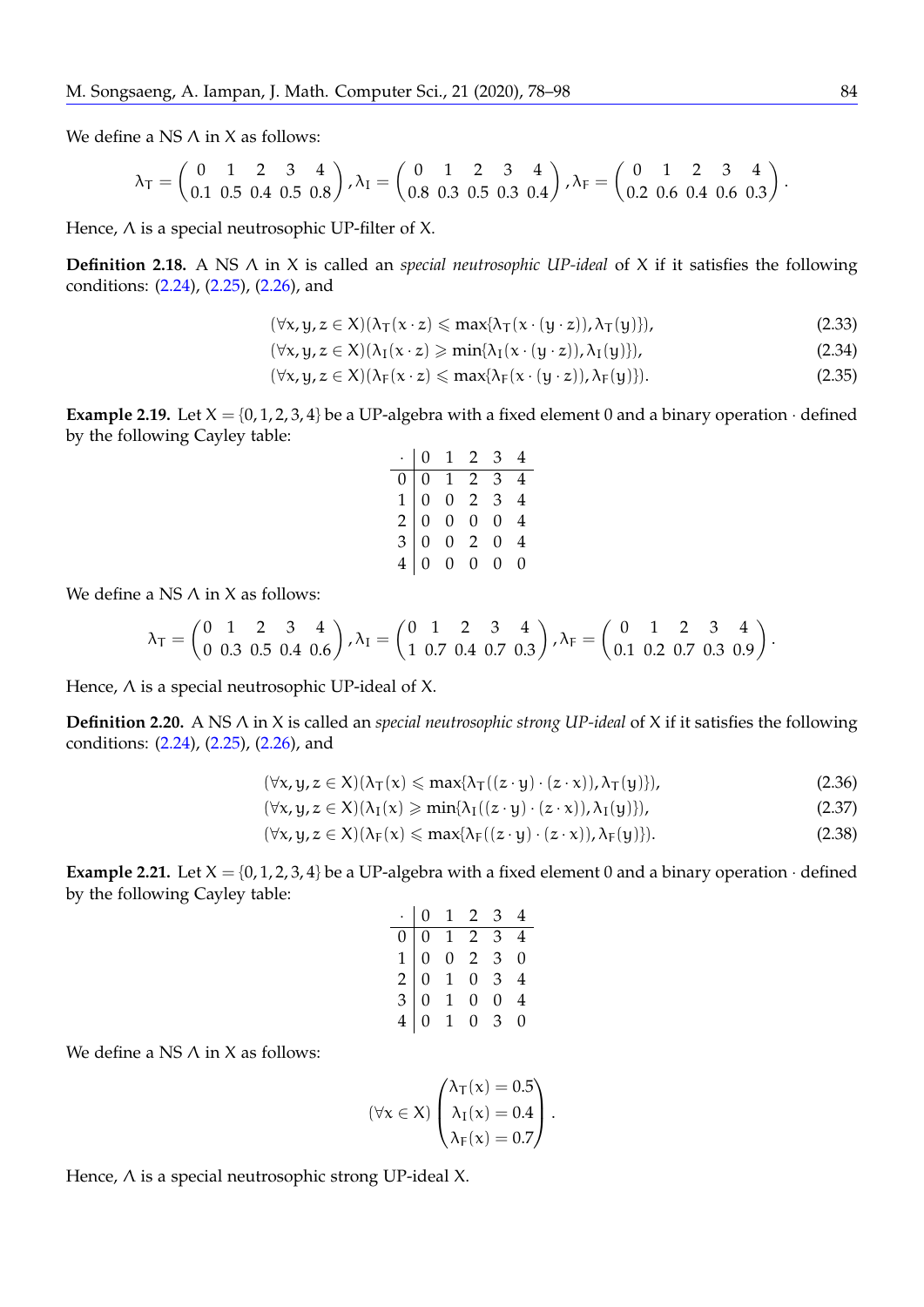We define a NS $\Lambda$ in X as follows:

$$\lambda_T = \begin{pmatrix} 0 & 1 & 2 & 3 & 4 \\ 0.1 & 0.5 & 0.4 & 0.5 & 0.8 \end{pmatrix}, \lambda_I = \begin{pmatrix} 0 & 1 & 2 & 3 & 4 \\ 0.8 & 0.3 & 0.5 & 0.3 & 0.4 \end{pmatrix}, \lambda_F = \begin{pmatrix} 0 & 1 & 2 & 3 & 4 \\ 0.2 & 0.6 & 0.4 & 0.6 & 0.3 \end{pmatrix}.$$

Hence, $\Lambda$ is a special neutrosophic UP-filter of X.

**Definition 2.18.** A NS $\Lambda$ in X is called an *special neutrosophic UP-ideal* of X if it satisfies the following conditions: (2.24), (2.25), (2.26), and

$$(\forall x, y, z \in X)(\lambda_T(x \cdot z) \leqslant \max\{\lambda_T(x \cdot (y \cdot z)), \lambda_T(y)\}), \tag{2.33}$$

$$(\forall x, y, z \in X)(\lambda_I(x \cdot z) \geqslant \min\{\lambda_I(x \cdot (y \cdot z)), \lambda_I(y)\}), \tag{2.34}$$

$$(\forall x, y, z \in X)(\lambda_F(x \cdot z) \leqslant \max\{\lambda_F(x \cdot (y \cdot z)), \lambda_F(y)\}). \tag{2.35}$$

**Example 2.19.** Let $X = \{0, 1, 2, 3, 4\}$ be a UP-algebra with a fixed element 0 and a binary operation $\cdot$ defined by the following Cayley table:

| $\cdot$ | 0 | 1 | 2 | 3 | 4 |
|---|---|---|---|---|---|
| 0 | 0 | 1 | 2 | 3 | 4 |
| 1 | 0 | 0 | 2 | 3 | 4 |
| 2 | 0 | 0 | 0 | 0 | 4 |
| 3 | 0 | 0 | 2 | 0 | 4 |
| 4 | 0 | 0 | 0 | 0 | 0 |

We define a NS $\Lambda$ in X as follows:

$$\lambda_T = \begin{pmatrix} 0 & 1 & 2 & 3 & 4 \\ 0 & 0.3 & 0.5 & 0.4 & 0.6 \end{pmatrix}, \lambda_I = \begin{pmatrix} 0 & 1 & 2 & 3 & 4 \\ 1 & 0.7 & 0.4 & 0.7 & 0.3 \end{pmatrix}, \lambda_F = \begin{pmatrix} 0 & 1 & 2 & 3 & 4 \\ 0.1 & 0.2 & 0.7 & 0.3 & 0.9 \end{pmatrix}.$$

Hence, $\Lambda$ is a special neutrosophic UP-ideal of X.

**Definition 2.20.** A NS $\Lambda$ in X is called an *special neutrosophic strong UP-ideal* of X if it satisfies the following conditions: (2.24), (2.25), (2.26), and

$$(\forall x, y, z \in X)(\lambda_T(x) \leqslant \max\{\lambda_T((z \cdot y) \cdot (z \cdot x)), \lambda_T(y)\}), \tag{2.36}$$

$$(\forall x, y, z \in X)(\lambda_I(x) \geqslant \min\{\lambda_I((z \cdot y) \cdot (z \cdot x)), \lambda_I(y)\}), \tag{2.37}$$

$$(\forall x, y, z \in X)(\lambda_F(x) \leqslant \max\{\lambda_F((z \cdot y) \cdot (z \cdot x)), \lambda_F(y)\}). \tag{2.38}$$

**Example 2.21.** Let $X = \{0, 1, 2, 3, 4\}$ be a UP-algebra with a fixed element 0 and a binary operation $\cdot$ defined by the following Cayley table:

| $\cdot$ | 0 | 1 | 2 | 3 | 4 |
|---|---|---|---|---|---|
| 0 | 0 | 1 | 2 | 3 | 4 |
| 1 | 0 | 0 | 2 | 3 | 0 |
| 2 | 0 | 1 | 0 | 3 | 4 |
| 3 | 0 | 1 | 0 | 0 | 4 |
| 4 | 0 | 1 | 0 | 3 | 0 |

We define a NS $\Lambda$ in X as follows:

$$(\forall x \in X) \begin{pmatrix} \lambda_T(x) = 0.5 \\ \lambda_I(x) = 0.4 \\ \lambda_F(x) = 0.7 \end{pmatrix}.$$

Hence, $\Lambda$ is a special neutrosophic strong UP-ideal X.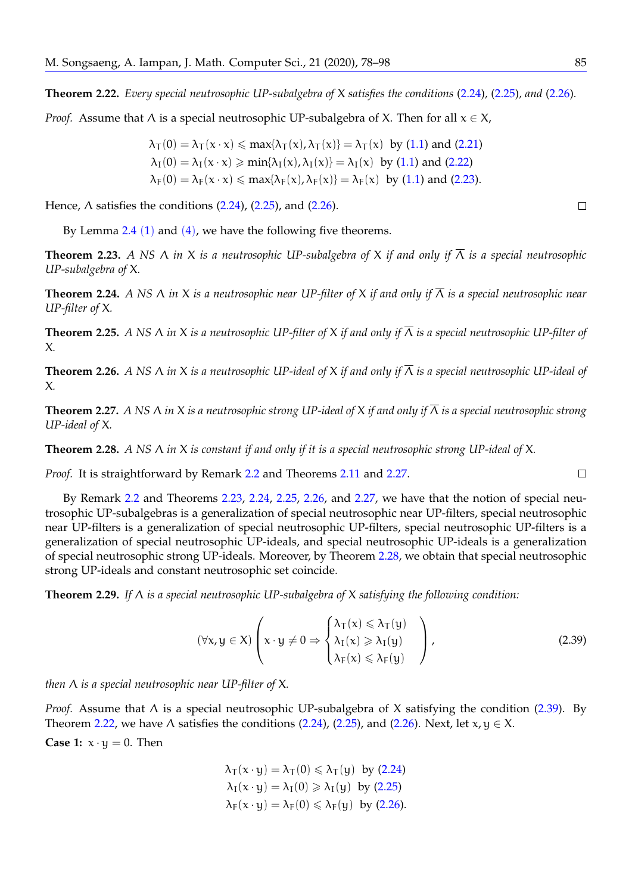**Theorem 2.22.** *Every special neutrosophic UP-subalgebra of* $X$ *satisfies the conditions* (2.24)*,* (2.25)*, and* (2.26)*.*

*Proof.* Assume that $\Lambda$ is a special neutrosophic UP-subalgebra of $X$. Then for all $x \in X$,

$$\lambda_T(0) = \lambda_T(x \cdot x) \leqslant \max\{\lambda_T(x), \lambda_T(x)\} = \lambda_T(x) \text{ by (1.1) and (2.21)}$$
$$\lambda_I(0) = \lambda_I(x \cdot x) \geqslant \min\{\lambda_I(x), \lambda_I(x)\} = \lambda_I(x) \text{ by (1.1) and (2.22)}$$
$$\lambda_F(0) = \lambda_F(x \cdot x) \leqslant \max\{\lambda_F(x), \lambda_F(x)\} = \lambda_F(x) \text{ by (1.1) and (2.23).}$$

Hence, $\Lambda$ satisfies the conditions (2.24), (2.25), and (2.26). $\square$

By Lemma 2.4 (1) and (4), we have the following five theorems.

**Theorem 2.23.** *A NS* $\Lambda$ *in* $X$ *is a neutrosophic UP-subalgebra of* $X$ *if and only if* $\overline{\Lambda}$ *is a special neutrosophic UP-subalgebra of* $X$*.*

**Theorem 2.24.** *A NS* $\Lambda$ *in* $X$ *is a neutrosophic near UP-filter of* $X$ *if and only if* $\overline{\Lambda}$ *is a special neutrosophic near UP-filter of* $X$*.*

**Theorem 2.25.** *A NS* $\Lambda$ *in* $X$ *is a neutrosophic UP-filter of* $X$ *if and only if* $\overline{\Lambda}$ *is a special neutrosophic UP-filter of* $X$*.*

**Theorem 2.26.** *A NS* $\Lambda$ *in* $X$ *is a neutrosophic UP-ideal of* $X$ *if and only if* $\overline{\Lambda}$ *is a special neutrosophic UP-ideal of* $X$*.*

**Theorem 2.27.** *A NS* $\Lambda$ *in* $X$ *is a neutrosophic strong UP-ideal of* $X$ *if and only if* $\overline{\Lambda}$ *is a special neutrosophic strong UP-ideal of* $X$*.*

**Theorem 2.28.** *A NS* $\Lambda$ *in* $X$ *is constant if and only if it is a special neutrosophic strong UP-ideal of* $X$*.*

*Proof.* It is straightforward by Remark 2.2 and Theorems 2.11 and 2.27. $\square$

By Remark 2.2 and Theorems 2.23, 2.24, 2.25, 2.26, and 2.27, we have that the notion of special neutrosophic UP-subalgebras is a generalization of special neutrosophic near UP-filters, special neutrosophic near UP-filters is a generalization of special neutrosophic UP-filters, special neutrosophic UP-filters is a generalization of special neutrosophic UP-ideals, and special neutrosophic UP-ideals is a generalization of special neutrosophic strong UP-ideals. Moreover, by Theorem 2.28, we obtain that special neutrosophic strong UP-ideals and constant neutrosophic set coincide.

**Theorem 2.29.** *If* $\Lambda$ *is a special neutrosophic UP-subalgebra of* $X$ *satisfying the following condition:*

$$(\forall x, y \in X)\left(x \cdot y \neq 0 \Rightarrow \begin{cases} \lambda_T(x) \leqslant \lambda_T(y) \\ \lambda_I(x) \geqslant \lambda_I(y) \\ \lambda_F(x) \leqslant \lambda_F(y) \end{cases}\right), \tag{2.39}$$

*then* $\Lambda$ *is a special neutrosophic near UP-filter of* $X$*.*

*Proof.* Assume that $\Lambda$ is a special neutrosophic UP-subalgebra of $X$ satisfying the condition (2.39). By Theorem 2.22, we have $\Lambda$ satisfies the conditions (2.24), (2.25), and (2.26). Next, let $x, y \in X$.

**Case 1:** $x \cdot y = 0$. Then

$$\lambda_T(x \cdot y) = \lambda_T(0) \leqslant \lambda_T(y) \text{ by (2.24)}$$
$$\lambda_I(x \cdot y) = \lambda_I(0) \geqslant \lambda_I(y) \text{ by (2.25)}$$
$$\lambda_F(x \cdot y) = \lambda_F(0) \leqslant \lambda_F(y) \text{ by (2.26).}$$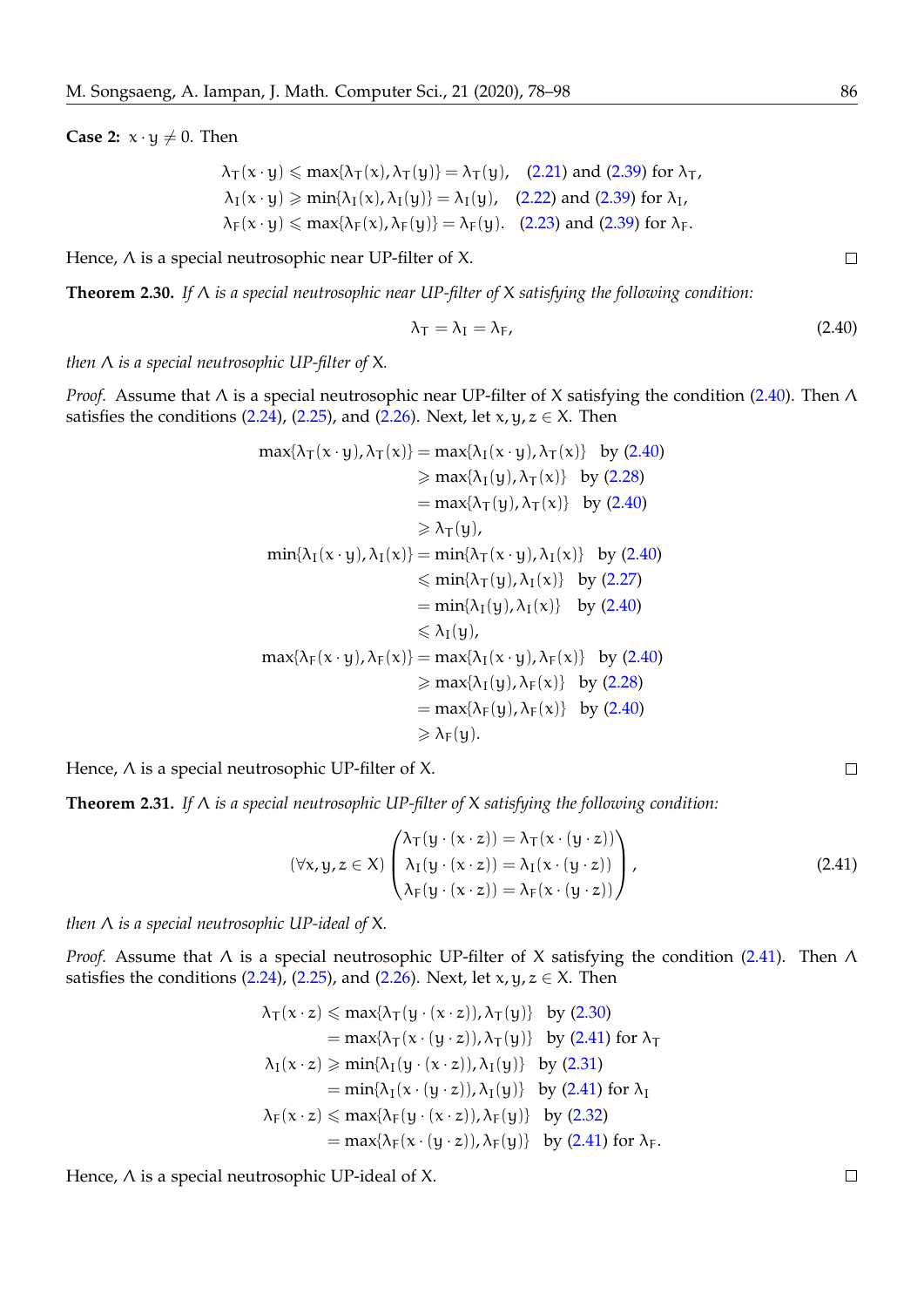**Case 2:** $x \cdot y \neq 0$. Then

$$\begin{aligned}
\lambda_T(x \cdot y) &\leqslant \max\{\lambda_T(x), \lambda_T(y)\} = \lambda_T(y), \quad \text{(2.21) and (2.39) for } \lambda_T, \\
\lambda_I(x \cdot y) &\geqslant \min\{\lambda_I(x), \lambda_I(y)\} = \lambda_I(y), \quad \text{(2.22) and (2.39) for } \lambda_I, \\
\lambda_F(x \cdot y) &\leqslant \max\{\lambda_F(x), \lambda_F(y)\} = \lambda_F(y). \quad \text{(2.23) and (2.39) for } \lambda_F.
\end{aligned}$$

Hence, $\Lambda$ is a special neutrosophic near UP-filter of $X$. □

**Theorem 2.30.** *If $\Lambda$ is a special neutrosophic near UP-filter of $X$ satisfying the following condition:*

$$\lambda_T = \lambda_I = \lambda_F, \tag{2.40}$$

*then $\Lambda$ is a special neutrosophic UP-filter of $X$.*

*Proof.* Assume that $\Lambda$ is a special neutrosophic near UP-filter of $X$ satisfying the condition (2.40). Then $\Lambda$ satisfies the conditions (2.24), (2.25), and (2.26). Next, let $x, y, z \in X$. Then

$$\begin{aligned}
\max\{\lambda_T(x \cdot y), \lambda_T(x)\} &= \max\{\lambda_I(x \cdot y), \lambda_T(x)\} \quad \text{by (2.40)} \\
&\geqslant \max\{\lambda_I(y), \lambda_T(x)\} \quad \text{by (2.28)} \\
&= \max\{\lambda_T(y), \lambda_T(x)\} \quad \text{by (2.40)} \\
&\geqslant \lambda_T(y), \\
\min\{\lambda_I(x \cdot y), \lambda_I(x)\} &= \min\{\lambda_T(x \cdot y), \lambda_I(x)\} \quad \text{by (2.40)} \\
&\leqslant \min\{\lambda_T(y), \lambda_I(x)\} \quad \text{by (2.27)} \\
&= \min\{\lambda_I(y), \lambda_I(x)\} \quad \text{by (2.40)} \\
&\leqslant \lambda_I(y), \\
\max\{\lambda_F(x \cdot y), \lambda_F(x)\} &= \max\{\lambda_I(x \cdot y), \lambda_F(x)\} \quad \text{by (2.40)} \\
&\geqslant \max\{\lambda_I(y), \lambda_F(x)\} \quad \text{by (2.28)} \\
&= \max\{\lambda_F(y), \lambda_F(x)\} \quad \text{by (2.40)} \\
&\geqslant \lambda_F(y).
\end{aligned}$$

Hence, $\Lambda$ is a special neutrosophic UP-filter of $X$. □

**Theorem 2.31.** *If $\Lambda$ is a special neutrosophic UP-filter of $X$ satisfying the following condition:*

$$(\forall x, y, z \in X) \begin{pmatrix} \lambda_T(y \cdot (x \cdot z)) = \lambda_T(x \cdot (y \cdot z)) \\ \lambda_I(y \cdot (x \cdot z)) = \lambda_I(x \cdot (y \cdot z)) \\ \lambda_F(y \cdot (x \cdot z)) = \lambda_F(x \cdot (y \cdot z)) \end{pmatrix}, \tag{2.41}$$

*then $\Lambda$ is a special neutrosophic UP-ideal of $X$.*

*Proof.* Assume that $\Lambda$ is a special neutrosophic UP-filter of $X$ satisfying the condition (2.41). Then $\Lambda$ satisfies the conditions (2.24), (2.25), and (2.26). Next, let $x, y, z \in X$. Then

$$\begin{aligned}
\lambda_T(x \cdot z) &\leqslant \max\{\lambda_T(y \cdot (x \cdot z)), \lambda_T(y)\} \quad \text{by (2.30)} \\
&= \max\{\lambda_T(x \cdot (y \cdot z)), \lambda_T(y)\} \quad \text{by (2.41) for } \lambda_T \\
\lambda_I(x \cdot z) &\geqslant \min\{\lambda_I(y \cdot (x \cdot z)), \lambda_I(y)\} \quad \text{by (2.31)} \\
&= \min\{\lambda_I(x \cdot (y \cdot z)), \lambda_I(y)\} \quad \text{by (2.41) for } \lambda_I \\
\lambda_F(x \cdot z) &\leqslant \max\{\lambda_F(y \cdot (x \cdot z)), \lambda_F(y)\} \quad \text{by (2.32)} \\
&= \max\{\lambda_F(x \cdot (y \cdot z)), \lambda_F(y)\} \quad \text{by (2.41) for } \lambda_F.
\end{aligned}$$

Hence, $\Lambda$ is a special neutrosophic UP-ideal of $X$. □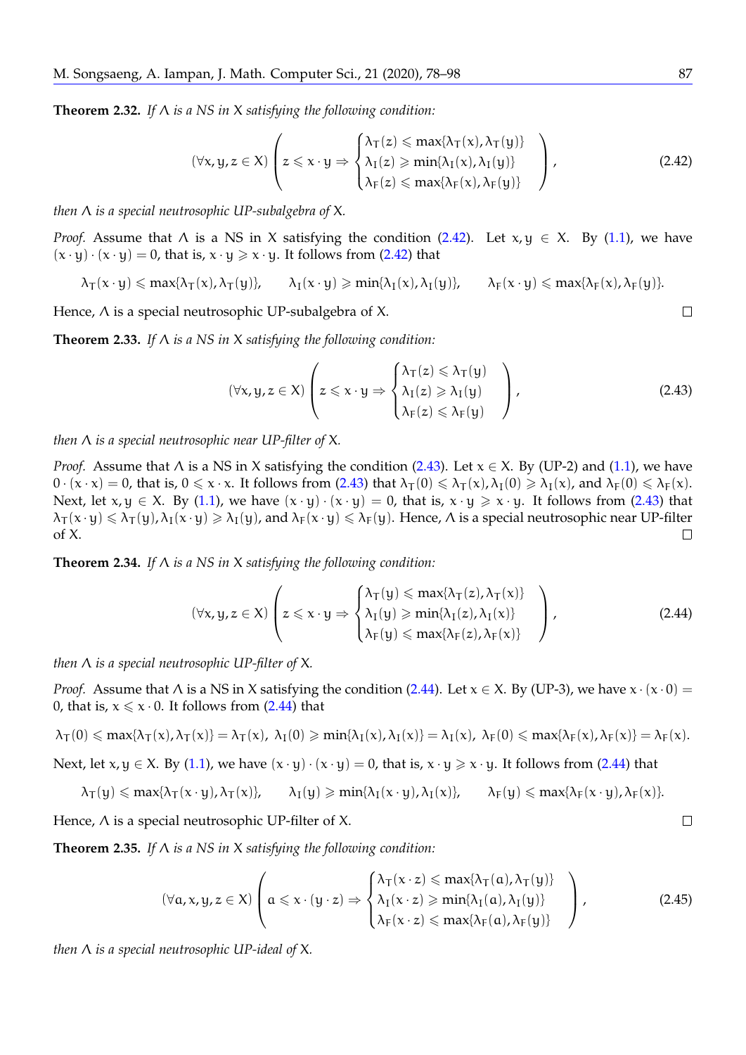**Theorem 2.32.** *If $\Lambda$ is a NS in $X$ satisfying the following condition:*

$$(\forall x, y, z \in X)\left(z \leqslant x \cdot y \Rightarrow \begin{cases} \lambda_T(z) \leqslant \max\{\lambda_T(x), \lambda_T(y)\} \\ \lambda_I(z) \geqslant \min\{\lambda_I(x), \lambda_I(y)\} \\ \lambda_F(z) \leqslant \max\{\lambda_F(x), \lambda_F(y)\} \end{cases}\right), \tag{2.42}$$

*then $\Lambda$ is a special neutrosophic UP-subalgebra of $X$.*

*Proof.* Assume that $\Lambda$ is a NS in $X$ satisfying the condition (2.42). Let $x, y \in X$. By (1.1), we have $(x \cdot y) \cdot (x \cdot y) = 0$, that is, $x \cdot y \geqslant x \cdot y$. It follows from (2.42) that

$$\lambda_T(x \cdot y) \leqslant \max\{\lambda_T(x), \lambda_T(y)\}, \qquad \lambda_I(x \cdot y) \geqslant \min\{\lambda_I(x), \lambda_I(y)\}, \qquad \lambda_F(x \cdot y) \leqslant \max\{\lambda_F(x), \lambda_F(y)\}.$$

Hence, $\Lambda$ is a special neutrosophic UP-subalgebra of $X$. □

**Theorem 2.33.** *If $\Lambda$ is a NS in $X$ satisfying the following condition:*

$$(\forall x, y, z \in X)\left(z \leqslant x \cdot y \Rightarrow \begin{cases} \lambda_T(z) \leqslant \lambda_T(y) \\ \lambda_I(z) \geqslant \lambda_I(y) \\ \lambda_F(z) \leqslant \lambda_F(y) \end{cases}\right), \tag{2.43}$$

*then $\Lambda$ is a special neutrosophic near UP-filter of $X$.*

*Proof.* Assume that $\Lambda$ is a NS in $X$ satisfying the condition (2.43). Let $x \in X$. By (UP-2) and (1.1), we have $0 \cdot (x \cdot x) = 0$, that is, $0 \leqslant x \cdot x$. It follows from (2.43) that $\lambda_T(0) \leqslant \lambda_T(x), \lambda_I(0) \geqslant \lambda_I(x)$, and $\lambda_F(0) \leqslant \lambda_F(x)$. Next, let $x, y \in X$. By (1.1), we have $(x \cdot y) \cdot (x \cdot y) = 0$, that is, $x \cdot y \geqslant x \cdot y$. It follows from (2.43) that $\lambda_T(x \cdot y) \leqslant \lambda_T(y), \lambda_I(x \cdot y) \geqslant \lambda_I(y)$, and $\lambda_F(x \cdot y) \leqslant \lambda_F(y)$. Hence, $\Lambda$ is a special neutrosophic near UP-filter of $X$. □

**Theorem 2.34.** *If $\Lambda$ is a NS in $X$ satisfying the following condition:*

$$(\forall x, y, z \in X)\left(z \leqslant x \cdot y \Rightarrow \begin{cases} \lambda_T(y) \leqslant \max\{\lambda_T(z), \lambda_T(x)\} \\ \lambda_I(y) \geqslant \min\{\lambda_I(z), \lambda_I(x)\} \\ \lambda_F(y) \leqslant \max\{\lambda_F(z), \lambda_F(x)\} \end{cases}\right), \tag{2.44}$$

*then $\Lambda$ is a special neutrosophic UP-filter of $X$.*

*Proof.* Assume that $\Lambda$ is a NS in $X$ satisfying the condition (2.44). Let $x \in X$. By (UP-3), we have $x \cdot (x \cdot 0) = 0$, that is, $x \leqslant x \cdot 0$. It follows from (2.44) that

$$\lambda_T(0) \leqslant \max\{\lambda_T(x), \lambda_T(x)\} = \lambda_T(x),\ \lambda_I(0) \geqslant \min\{\lambda_I(x), \lambda_I(x)\} = \lambda_I(x),\ \lambda_F(0) \leqslant \max\{\lambda_F(x), \lambda_F(x)\} = \lambda_F(x).$$

Next, let $x, y \in X$. By (1.1), we have $(x \cdot y) \cdot (x \cdot y) = 0$, that is, $x \cdot y \geqslant x \cdot y$. It follows from (2.44) that

$$\lambda_T(y) \leqslant \max\{\lambda_T(x \cdot y), \lambda_T(x)\}, \qquad \lambda_I(y) \geqslant \min\{\lambda_I(x \cdot y), \lambda_I(x)\}, \qquad \lambda_F(y) \leqslant \max\{\lambda_F(x \cdot y), \lambda_F(x)\}.$$

Hence, $\Lambda$ is a special neutrosophic UP-filter of $X$. □

**Theorem 2.35.** *If $\Lambda$ is a NS in $X$ satisfying the following condition:*

$$(\forall a, x, y, z \in X)\left(a \leqslant x \cdot (y \cdot z) \Rightarrow \begin{cases} \lambda_T(x \cdot z) \leqslant \max\{\lambda_T(a), \lambda_T(y)\} \\ \lambda_I(x \cdot z) \geqslant \min\{\lambda_I(a), \lambda_I(y)\} \\ \lambda_F(x \cdot z) \leqslant \max\{\lambda_F(a), \lambda_F(y)\} \end{cases}\right), \tag{2.45}$$

*then $\Lambda$ is a special neutrosophic UP-ideal of $X$.*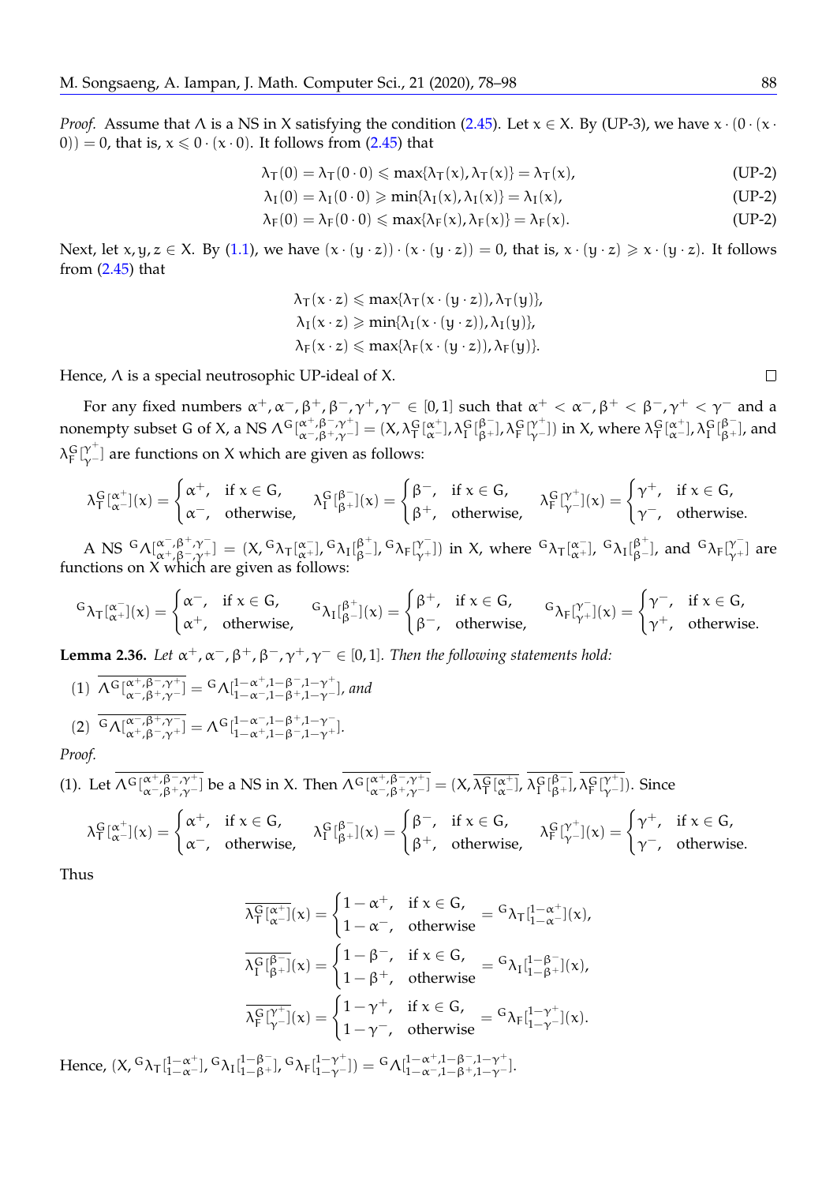*Proof.* Assume that $\Lambda$ is a NS in $X$ satisfying the condition (2.45). Let $x \in X$. By (UP-3), we have $x \cdot (0 \cdot (x \cdot 0)) = 0$, that is, $x \leqslant 0 \cdot (x \cdot 0)$. It follows from (2.45) that

$$\lambda_T(0) = \lambda_T(0 \cdot 0) \leqslant \max\{\lambda_T(x), \lambda_T(x)\} = \lambda_T(x), \tag{UP-2}$$

$$\lambda_I(0) = \lambda_I(0 \cdot 0) \geqslant \min\{\lambda_I(x), \lambda_I(x)\} = \lambda_I(x), \tag{UP-2}$$

$$\lambda_F(0) = \lambda_F(0 \cdot 0) \leqslant \max\{\lambda_F(x), \lambda_F(x)\} = \lambda_F(x). \tag{UP-2}$$

Next, let $x, y, z \in X$. By (1.1), we have $(x \cdot (y \cdot z)) \cdot (x \cdot (y \cdot z)) = 0$, that is, $x \cdot (y \cdot z) \geqslant x \cdot (y \cdot z)$. It follows from (2.45) that

$$\lambda_T(x \cdot z) \leqslant \max\{\lambda_T(x \cdot (y \cdot z)), \lambda_T(y)\},$$
$$\lambda_I(x \cdot z) \geqslant \min\{\lambda_I(x \cdot (y \cdot z)), \lambda_I(y)\},$$
$$\lambda_F(x \cdot z) \leqslant \max\{\lambda_F(x \cdot (y \cdot z)), \lambda_F(y)\}.$$

Hence, $\Lambda$ is a special neutrosophic UP-ideal of $X$. □

For any fixed numbers $\alpha^+, \alpha^-, \beta^+, \beta^-, \gamma^+, \gamma^- \in [0,1]$ such that $\alpha^+ < \alpha^-, \beta^+ < \beta^-, \gamma^+ < \gamma^-$ and a nonempty subset $G$ of $X$, a NS $\Lambda^G[^{\alpha^+,\beta^-,\gamma^+}_{\alpha^-,\beta^+,\gamma^-}] = (X, \lambda^G_T[^{\alpha^+}_{\alpha^-}], \lambda^G_I[^{\beta^-}_{\beta^+}], \lambda^G_F[^{\gamma^+}_{\gamma^-}])$ in $X$, where $\lambda^G_T[^{\alpha^+}_{\alpha^-}], \lambda^G_I[^{\beta^-}_{\beta^+}]$, and $\lambda^G_F[^{\gamma^+}_{\gamma^-}]$ are functions on $X$ which are given as follows:

$$\lambda^G_T[^{\alpha^+}_{\alpha^-}](x) = \begin{cases} \alpha^+, & \text{if } x \in G, \\ \alpha^-, & \text{otherwise,} \end{cases} \quad \lambda^G_I[^{\beta^-}_{\beta^+}](x) = \begin{cases} \beta^-, & \text{if } x \in G, \\ \beta^+, & \text{otherwise,} \end{cases} \quad \lambda^G_F[^{\gamma^+}_{\gamma^-}](x) = \begin{cases} \gamma^+, & \text{if } x \in G, \\ \gamma^-, & \text{otherwise.} \end{cases}$$

A NS ${}^G\Lambda[^{\alpha^-,\beta^+,\gamma^-}_{\alpha^+,\beta^-,\gamma^+}] = (X, {}^G\lambda_T[^{\alpha^-}_{\alpha^+}], {}^G\lambda_I[^{\beta^+}_{\beta^-}], {}^G\lambda_F[^{\gamma^-}_{\gamma^+}])$ in $X$, where ${}^G\lambda_T[^{\alpha^-}_{\alpha^+}]$, ${}^G\lambda_I[^{\beta^+}_{\beta^-}]$, and ${}^G\lambda_F[^{\gamma^-}_{\gamma^+}]$ are functions on $X$ which are given as follows:

$${}^G\lambda_T[^{\alpha^-}_{\alpha^+}](x) = \begin{cases} \alpha^-, & \text{if } x \in G, \\ \alpha^+, & \text{otherwise,} \end{cases} \quad {}^G\lambda_I[^{\beta^+}_{\beta^-}](x) = \begin{cases} \beta^+, & \text{if } x \in G, \\ \beta^-, & \text{otherwise,} \end{cases} \quad {}^G\lambda_F[^{\gamma^-}_{\gamma^+}](x) = \begin{cases} \gamma^-, & \text{if } x \in G, \\ \gamma^+, & \text{otherwise.} \end{cases}$$

**Lemma 2.36.** *Let $\alpha^+, \alpha^-, \beta^+, \beta^-, \gamma^+, \gamma^- \in [0,1]$. Then the following statements hold:*

(1) $\overline{\Lambda^G[^{\alpha^+,\beta^-,\gamma^+}_{\alpha^-,\beta^+,\gamma^-}]} = {}^G\Lambda[^{1-\alpha^+,1-\beta^-,1-\gamma^+}_{1-\alpha^-,1-\beta^+,1-\gamma^-}]$*, and*

(2) $\overline{{}^G\Lambda[^{\alpha^-,\beta^+,\gamma^-}_{\alpha^+,\beta^-,\gamma^+}]} = \Lambda^G[^{1-\alpha^-,1-\beta^+,1-\gamma^-}_{1-\alpha^+,1-\beta^-,1-\gamma^+}]$.

*Proof.*

(1). Let $\overline{\Lambda^G[^{\alpha^+,\beta^-,\gamma^+}_{\alpha^-,\beta^+,\gamma^-}]}$ be a NS in $X$. Then $\overline{\Lambda^G[^{\alpha^+,\beta^-,\gamma^+}_{\alpha^-,\beta^+,\gamma^-}]} = (X, \overline{\lambda^G_T[^{\alpha^+}_{\alpha^-}]}, \overline{\lambda^G_I[^{\beta^-}_{\beta^+}]}, \overline{\lambda^G_F[^{\gamma^+}_{\gamma^-}]})$. Since

$$\lambda^G_T[^{\alpha^+}_{\alpha^-}](x) = \begin{cases} \alpha^+, & \text{if } x \in G, \\ \alpha^-, & \text{otherwise,} \end{cases} \quad \lambda^G_I[^{\beta^-}_{\beta^+}](x) = \begin{cases} \beta^-, & \text{if } x \in G, \\ \beta^+, & \text{otherwise,} \end{cases} \quad \lambda^G_F[^{\gamma^+}_{\gamma^-}](x) = \begin{cases} \gamma^+, & \text{if } x \in G, \\ \gamma^-, & \text{otherwise.} \end{cases}$$

Thus

$$\overline{\lambda^G_T[^{\alpha^+}_{\alpha^-}]}(x) = \begin{cases} 1-\alpha^+, & \text{if } x \in G, \\ 1-\alpha^-, & \text{otherwise} \end{cases} = {}^G\lambda_T[^{1-\alpha^+}_{1-\alpha^-}](x),$$

$$\overline{\lambda^G_I[^{\beta^-}_{\beta^+}]}(x) = \begin{cases} 1-\beta^-, & \text{if } x \in G, \\ 1-\beta^+, & \text{otherwise} \end{cases} = {}^G\lambda_I[^{1-\beta^-}_{1-\beta^+}](x),$$

$$\overline{\lambda^G_F[^{\gamma^+}_{\gamma^-}]}(x) = \begin{cases} 1-\gamma^+, & \text{if } x \in G, \\ 1-\gamma^-, & \text{otherwise} \end{cases} = {}^G\lambda_F[^{1-\gamma^+}_{1-\gamma^-}](x).$$

Hence, $(X, {}^G\lambda_T[^{1-\alpha^+}_{1-\alpha^-}], {}^G\lambda_I[^{1-\beta^-}_{1-\beta^+}], {}^G\lambda_F[^{1-\gamma^+}_{1-\gamma^-}]) = {}^G\Lambda[^{1-\alpha^+,1-\beta^-,1-\gamma^+}_{1-\alpha^-,1-\beta^+,1-\gamma^-}]$.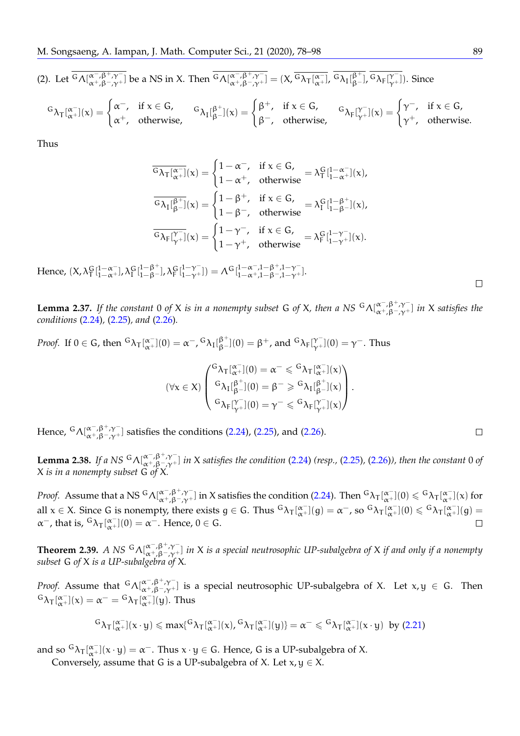(2). Let $\overline{{}^{G}\Lambda[^{\alpha^-,\beta^+,\gamma^-}_{\alpha^+,\beta^-,\gamma^+}]}$ be a NS in X. Then $\overline{{}^{G}\Lambda[^{\alpha^-,\beta^+,\gamma^-}_{\alpha^+,\beta^-,\gamma^+}]} = (X, \overline{{}^{G}\lambda_T[^{\alpha^-}_{\alpha^+}]}, \overline{{}^{G}\lambda_I[^{\beta^+}_{\beta^-}]}, \overline{{}^{G}\lambda_F[^{\gamma^-}_{\gamma^+}]})$. Since

$$
{}^{G}\lambda_T[^{\alpha^-}_{\alpha^+}](x) = \begin{cases} \alpha^-, & \text{if } x \in G, \\ \alpha^+, & \text{otherwise,} \end{cases} \quad {}^{G}\lambda_I[^{\beta^+}_{\beta^-}](x) = \begin{cases} \beta^+, & \text{if } x \in G, \\ \beta^-, & \text{otherwise,} \end{cases} \quad {}^{G}\lambda_F[^{\gamma^-}_{\gamma^+}](x) = \begin{cases} \gamma^-, & \text{if } x \in G, \\ \gamma^+, & \text{otherwise.} \end{cases}
$$

Thus

$$
\overline{{}^{G}\lambda_T[^{\alpha^-}_{\alpha^+}]}(x) = \begin{cases} 1-\alpha^-, & \text{if } x \in G, \\ 1-\alpha^+, & \text{otherwise} \end{cases} = \lambda_T^G[^{1-\alpha^-}_{1-\alpha^+}](x),
$$

$$
\overline{{}^{G}\lambda_I[^{\beta^+}_{\beta^-}]}(x) = \begin{cases} 1-\beta^+, & \text{if } x \in G, \\ 1-\beta^-, & \text{otherwise} \end{cases} = \lambda_I^G[^{1-\beta^+}_{1-\beta^-}](x),
$$

$$
\overline{{}^{G}\lambda_F[^{\gamma^-}_{\gamma^+}]}(x) = \begin{cases} 1-\gamma^-, & \text{if } x \in G, \\ 1-\gamma^+, & \text{otherwise} \end{cases} = \lambda_F^G[^{1-\gamma^-}_{1-\gamma^+}](x).
$$

Hence, $(X, \lambda_T^G[^{1-\alpha^-}_{1-\alpha^+}], \lambda_I^G[^{1-\beta^+}_{1-\beta^-}], \lambda_F^G[^{1-\gamma^-}_{1-\gamma^+}]) = \Lambda^G[^{1-\alpha^-,1-\beta^+,1-\gamma^-}_{1-\alpha^+,1-\beta^-,1-\gamma^+}]$. □

**Lemma 2.37.** *If the constant* 0 *of* X *is in a nonempty subset* G *of* X*, then a NS* ${}^{G}\Lambda[^{\alpha^-,\beta^+,\gamma^-}_{\alpha^+,\beta^-,\gamma^+}]$ *in* X *satisfies the conditions* (2.24)*,* (2.25)*, and* (2.26)*.*

*Proof.* If $0 \in G$, then ${}^{G}\lambda_T[^{\alpha^-}_{\alpha^+}](0) = \alpha^-$, ${}^{G}\lambda_I[^{\beta^+}_{\beta^-}](0) = \beta^+$, and ${}^{G}\lambda_F[^{\gamma^-}_{\gamma^+}](0) = \gamma^-$. Thus

$$
(\forall x \in X) \begin{pmatrix} {}^{G}\lambda_T[^{\alpha^-}_{\alpha^+}](0) = \alpha^- \leqslant {}^{G}\lambda_T[^{\alpha^-}_{\alpha^+}](x) \\ {}^{G}\lambda_I[^{\beta^+}_{\beta^-}](0) = \beta^- \geqslant {}^{G}\lambda_I[^{\beta^+}_{\beta^-}](x) \\ {}^{G}\lambda_F[^{\gamma^-}_{\gamma^+}](0) = \gamma^- \leqslant {}^{G}\lambda_F[^{\gamma^-}_{\gamma^+}](x) \end{pmatrix}.
$$

Hence, ${}^{G}\Lambda[^{\alpha^-,\beta^+,\gamma^-}_{\alpha^+,\beta^-,\gamma^+}]$ satisfies the conditions (2.24), (2.25), and (2.26). □

**Lemma 2.38.** *If a NS* ${}^{G}\Lambda[^{\alpha^-,\beta^+,\gamma^-}_{\alpha^+,\beta^-,\gamma^+}]$ *in* X *satisfies the condition* (2.24) *(resp.,* (2.25)*,* (2.26)*), then the constant* 0 *of* X *is in a nonempty subset* G *of* X*.*

*Proof.* Assume that a NS ${}^{G}\Lambda[^{\alpha^-,\beta^+,\gamma^-}_{\alpha^+,\beta^-,\gamma^+}]$ in X satisfies the condition (2.24). Then ${}^{G}\lambda_T[^{\alpha^-}_{\alpha^+}](0) \leqslant {}^{G}\lambda_T[^{\alpha^-}_{\alpha^+}](x)$ for all $x \in X$. Since G is nonempty, there exists $g \in G$. Thus ${}^{G}\lambda_T[^{\alpha^-}_{\alpha^+}](g) = \alpha^-$, so ${}^{G}\lambda_T[^{\alpha^-}_{\alpha^+}](0) \leqslant {}^{G}\lambda_T[^{\alpha^-}_{\alpha^+}](g) = \alpha^-$, that is, ${}^{G}\lambda_T[^{\alpha^-}_{\alpha^+}](0) = \alpha^-$. Hence, $0 \in G$. □

**Theorem 2.39.** *A NS* ${}^{G}\Lambda[^{\alpha^-,\beta^+,\gamma^-}_{\alpha^+,\beta^-,\gamma^+}]$ *in* X *is a special neutrosophic UP-subalgebra of* X *if and only if a nonempty subset* G *of* X *is a UP-subalgebra of* X*.*

*Proof.* Assume that ${}^{G}\Lambda[^{\alpha^-,\beta^+,\gamma^-}_{\alpha^+,\beta^-,\gamma^+}]$ is a special neutrosophic UP-subalgebra of X. Let $x, y \in G$. Then ${}^{G}\lambda_T[^{\alpha^-}_{\alpha^+}](x) = \alpha^- = {}^{G}\lambda_T[^{\alpha^-}_{\alpha^+}](y)$. Thus

$$
{}^{G}\lambda_T[^{\alpha^-}_{\alpha^+}](x \cdot y) \leqslant \max\{{}^{G}\lambda_T[^{\alpha^-}_{\alpha^+}](x), {}^{G}\lambda_T[^{\alpha^-}_{\alpha^+}](y)\} = \alpha^- \leqslant {}^{G}\lambda_T[^{\alpha^-}_{\alpha^+}](x \cdot y) \text{ by (2.21)}
$$

and so ${}^{G}\lambda_T[^{\alpha^-}_{\alpha^+}](x \cdot y) = \alpha^-$. Thus $x \cdot y \in G$. Hence, G is a UP-subalgebra of X.

Conversely, assume that G is a UP-subalgebra of X. Let $x, y \in X$.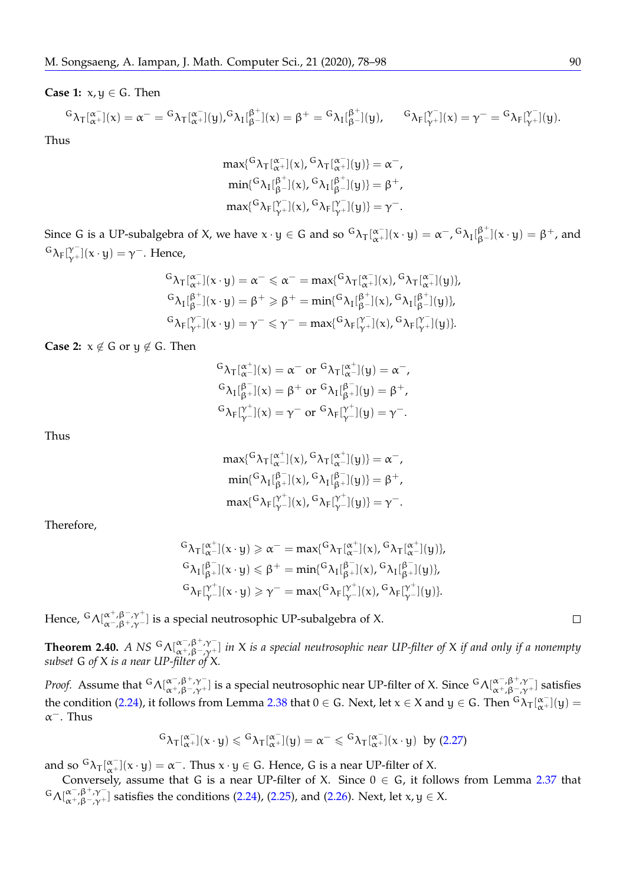**Case 1:** $x, y \in G$. Then

$$^{G}\lambda_T[^{\alpha^-}_{\alpha^+}](x) = \alpha^- = {}^{G}\lambda_T[^{\alpha^-}_{\alpha^+}](y), {}^{G}\lambda_I[^{\beta^+}_{\beta^-}](x) = \beta^+ = {}^{G}\lambda_I[^{\beta^+}_{\beta^-}](y), \qquad {}^{G}\lambda_F[^{\gamma^-}_{\gamma^+}](x) = \gamma^- = {}^{G}\lambda_F[^{\gamma^-}_{\gamma^+}](y).$$

Thus

$$\max\{{}^{G}\lambda_T[^{\alpha^-}_{\alpha^+}](x), {}^{G}\lambda_T[^{\alpha^-}_{\alpha^+}](y)\} = \alpha^-,$$
$$\min\{{}^{G}\lambda_I[^{\beta^+}_{\beta^-}](x), {}^{G}\lambda_I[^{\beta^+}_{\beta^-}](y)\} = \beta^+,$$
$$\max\{{}^{G}\lambda_F[^{\gamma^-}_{\gamma^+}](x), {}^{G}\lambda_F[^{\gamma^-}_{\gamma^+}](y)\} = \gamma^-.$$

Since G is a UP-subalgebra of X, we have $x \cdot y \in G$ and so ${}^{G}\lambda_T[^{\alpha^-}_{\alpha^+}](x \cdot y) = \alpha^-$, ${}^{G}\lambda_I[^{\beta^+}_{\beta^-}](x \cdot y) = \beta^+$, and ${}^{G}\lambda_F[^{\gamma^-}_{\gamma^+}](x \cdot y) = \gamma^-$. Hence,

$${}^{G}\lambda_T[^{\alpha^-}_{\alpha^+}](x \cdot y) = \alpha^- \leqslant \alpha^- = \max\{{}^{G}\lambda_T[^{\alpha^-}_{\alpha^+}](x), {}^{G}\lambda_T[^{\alpha^-}_{\alpha^+}](y)\},$$
$${}^{G}\lambda_I[^{\beta^+}_{\beta^-}](x \cdot y) = \beta^+ \geqslant \beta^+ = \min\{{}^{G}\lambda_I[^{\beta^+}_{\beta^-}](x), {}^{G}\lambda_I[^{\beta^+}_{\beta^-}](y)\},$$
$${}^{G}\lambda_F[^{\gamma^-}_{\gamma^+}](x \cdot y) = \gamma^- \leqslant \gamma^- = \max\{{}^{G}\lambda_F[^{\gamma^-}_{\gamma^+}](x), {}^{G}\lambda_F[^{\gamma^-}_{\gamma^+}](y)\}.$$

**Case 2:** $x \notin G$ or $y \notin G$. Then

$${}^{G}\lambda_T[^{\alpha^+}_{\alpha^-}](x) = \alpha^- \text{ or } {}^{G}\lambda_T[^{\alpha^+}_{\alpha^-}](y) = \alpha^-,$$
$${}^{G}\lambda_I[^{\beta^-}_{\beta^+}](x) = \beta^+ \text{ or } {}^{G}\lambda_I[^{\beta^-}_{\beta^+}](y) = \beta^+,$$
$${}^{G}\lambda_F[^{\gamma^+}_{\gamma^-}](x) = \gamma^- \text{ or } {}^{G}\lambda_F[^{\gamma^+}_{\gamma^-}](y) = \gamma^-.$$

Thus

$$\max\{{}^{G}\lambda_T[^{\alpha^+}_{\alpha^-}](x), {}^{G}\lambda_T[^{\alpha^+}_{\alpha^-}](y)\} = \alpha^-,$$
$$\min\{{}^{G}\lambda_I[^{\beta^-}_{\beta^+}](x), {}^{G}\lambda_I[^{\beta^-}_{\beta^+}](y)\} = \beta^+,$$
$$\max\{{}^{G}\lambda_F[^{\gamma^+}_{\gamma^-}](x), {}^{G}\lambda_F[^{\gamma^+}_{\gamma^-}](y)\} = \gamma^-.$$

Therefore,

$${}^{G}\lambda_T[^{\alpha^+}_{\alpha^-}](x \cdot y) \geqslant \alpha^- = \max\{{}^{G}\lambda_T[^{\alpha^+}_{\alpha^-}](x), {}^{G}\lambda_T[^{\alpha^+}_{\alpha^-}](y)\},$$
$${}^{G}\lambda_I[^{\beta^-}_{\beta^+}](x \cdot y) \leqslant \beta^+ = \min\{{}^{G}\lambda_I[^{\beta^-}_{\beta^+}](x), {}^{G}\lambda_I[^{\beta^-}_{\beta^+}](y)\},$$
$${}^{G}\lambda_F[^{\gamma^+}_{\gamma^-}](x \cdot y) \geqslant \gamma^- = \max\{{}^{G}\lambda_F[^{\gamma^+}_{\gamma^-}](x), {}^{G}\lambda_F[^{\gamma^+}_{\gamma^-}](y)\}.$$

Hence, ${}^{G}\Lambda[^{\alpha^+,\beta^-,\gamma^+}_{\alpha^-,\beta^+,\gamma^-}]$ is a special neutrosophic UP-subalgebra of X. □

**Theorem 2.40.** *A NS ${}^{G}\Lambda[^{\alpha^-,\beta^+,\gamma^-}_{\alpha^+,\beta^-,\gamma^+}]$ in X is a special neutrosophic near UP-filter of X if and only if a nonempty subset G of X is a near UP-filter of X.*

*Proof.* Assume that ${}^{G}\Lambda[^{\alpha^-,\beta^+,\gamma^-}_{\alpha^+,\beta^-,\gamma^+}]$ is a special neutrosophic near UP-filter of X. Since ${}^{G}\Lambda[^{\alpha^-,\beta^+,\gamma^-}_{\alpha^+,\beta^-,\gamma^+}]$ satisfies the condition (2.24), it follows from Lemma 2.38 that $0 \in G$. Next, let $x \in X$ and $y \in G$. Then ${}^{G}\lambda_T[^{\alpha^-}_{\alpha^+}](y) = \alpha^-$. Thus

$${}^{G}\lambda_T[^{\alpha^-}_{\alpha^+}](x \cdot y) \leqslant {}^{G}\lambda_T[^{\alpha^-}_{\alpha^+}](y) = \alpha^- \leqslant {}^{G}\lambda_T[^{\alpha^-}_{\alpha^+}](x \cdot y) \text{ by (2.27)}$$

and so ${}^{G}\lambda_T[^{\alpha^-}_{\alpha^+}](x \cdot y) = \alpha^-$. Thus $x \cdot y \in G$. Hence, G is a near UP-filter of X.

Conversely, assume that G is a near UP-filter of X. Since $0 \in G$, it follows from Lemma 2.37 that ${}^{G}\Lambda[^{\alpha^-,\beta^+,\gamma^-}_{\alpha^+,\beta^-,\gamma^+}]$ satisfies the conditions (2.24), (2.25), and (2.26). Next, let $x, y \in X$.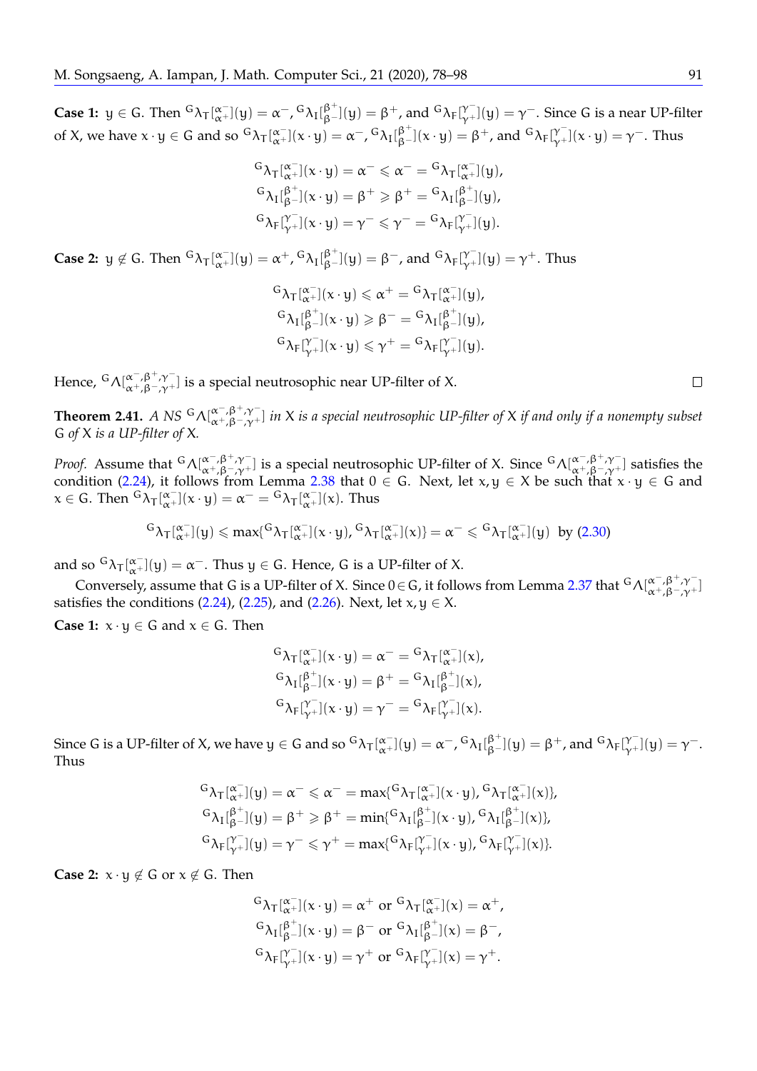**Case 1:** $y \in G$. Then ${}^G\lambda_T[^{\alpha^-}_{\alpha^+}](y) = \alpha^-$, ${}^G\lambda_I[^{\beta^+}_{\beta^-}](y) = \beta^+$, and ${}^G\lambda_F[^{\gamma^-}_{\gamma^+}](y) = \gamma^-$. Since $G$ is a near UP-filter of $X$, we have $x \cdot y \in G$ and so ${}^G\lambda_T[^{\alpha^-}_{\alpha^+}](x \cdot y) = \alpha^-$, ${}^G\lambda_I[^{\beta^+}_{\beta^-}](x \cdot y) = \beta^+$, and ${}^G\lambda_F[^{\gamma^-}_{\gamma^+}](x \cdot y) = \gamma^-$. Thus

$$
\begin{aligned}
{}^G\lambda_T[^{\alpha^-}_{\alpha^+}](x \cdot y) &= \alpha^- \leqslant \alpha^- = {}^G\lambda_T[^{\alpha^-}_{\alpha^+}](y),\\
{}^G\lambda_I[^{\beta^+}_{\beta^-}](x \cdot y) &= \beta^+ \geqslant \beta^+ = {}^G\lambda_I[^{\beta^+}_{\beta^-}](y),\\
{}^G\lambda_F[^{\gamma^-}_{\gamma^+}](x \cdot y) &= \gamma^- \leqslant \gamma^- = {}^G\lambda_F[^{\gamma^-}_{\gamma^+}](y).
\end{aligned}
$$

**Case 2:** $y \notin G$. Then ${}^G\lambda_T[^{\alpha^-}_{\alpha^+}](y) = \alpha^+$, ${}^G\lambda_I[^{\beta^+}_{\beta^-}](y) = \beta^-$, and ${}^G\lambda_F[^{\gamma^-}_{\gamma^+}](y) = \gamma^+$. Thus

$$
\begin{aligned}
{}^G\lambda_T[^{\alpha^-}_{\alpha^+}](x \cdot y) &\leqslant \alpha^+ = {}^G\lambda_T[^{\alpha^-}_{\alpha^+}](y),\\
{}^G\lambda_I[^{\beta^+}_{\beta^-}](x \cdot y) &\geqslant \beta^- = {}^G\lambda_I[^{\beta^+}_{\beta^-}](y),\\
{}^G\lambda_F[^{\gamma^-}_{\gamma^+}](x \cdot y) &\leqslant \gamma^+ = {}^G\lambda_F[^{\gamma^-}_{\gamma^+}](y).
\end{aligned}
$$

Hence, ${}^G\Lambda[^{\alpha^-,\beta^+,\gamma^-}_{\alpha^+,\beta^-,\gamma^+}]$ is a special neutrosophic near UP-filter of $X$. $\square$

**Theorem 2.41.** *A NS ${}^G\Lambda[^{\alpha^-,\beta^+,\gamma^-}_{\alpha^+,\beta^-,\gamma^+}]$ in $X$ is a special neutrosophic UP-filter of $X$ if and only if a nonempty subset $G$ of $X$ is a UP-filter of $X$.*

*Proof.* Assume that ${}^G\Lambda[^{\alpha^-,\beta^+,\gamma^-}_{\alpha^+,\beta^-,\gamma^+}]$ is a special neutrosophic UP-filter of $X$. Since ${}^G\Lambda[^{\alpha^-,\beta^+,\gamma^-}_{\alpha^+,\beta^-,\gamma^+}]$ satisfies the condition (2.24), it follows from Lemma 2.38 that $0 \in G$. Next, let $x, y \in X$ be such that $x \cdot y \in G$ and $x \in G$. Then ${}^G\lambda_T[^{\alpha^-}_{\alpha^+}](x \cdot y) = \alpha^- = {}^G\lambda_T[^{\alpha^-}_{\alpha^+}](x)$. Thus

$$
{}^G\lambda_T[^{\alpha^-}_{\alpha^+}](y) \leqslant \max\{{}^G\lambda_T[^{\alpha^-}_{\alpha^+}](x \cdot y), {}^G\lambda_T[^{\alpha^-}_{\alpha^+}](x)\} = \alpha^- \leqslant {}^G\lambda_T[^{\alpha^-}_{\alpha^+}](y) \quad \text{by (2.30)}
$$

and so ${}^G\lambda_T[^{\alpha^-}_{\alpha^+}](y) = \alpha^-$. Thus $y \in G$. Hence, $G$ is a UP-filter of $X$.

Conversely, assume that $G$ is a UP-filter of $X$. Since $0 \in G$, it follows from Lemma 2.37 that ${}^G\Lambda[^{\alpha^-,\beta^+,\gamma^-}_{\alpha^+,\beta^-,\gamma^+}]$ satisfies the conditions (2.24), (2.25), and (2.26). Next, let $x, y \in X$.

**Case 1:** $x \cdot y \in G$ and $x \in G$. Then

$$
\begin{aligned}
{}^G\lambda_T[^{\alpha^-}_{\alpha^+}](x \cdot y) &= \alpha^- = {}^G\lambda_T[^{\alpha^-}_{\alpha^+}](x),\\
{}^G\lambda_I[^{\beta^+}_{\beta^-}](x \cdot y) &= \beta^+ = {}^G\lambda_I[^{\beta^+}_{\beta^-}](x),\\
{}^G\lambda_F[^{\gamma^-}_{\gamma^+}](x \cdot y) &= \gamma^- = {}^G\lambda_F[^{\gamma^-}_{\gamma^+}](x).
\end{aligned}
$$

Since $G$ is a UP-filter of $X$, we have $y \in G$ and so ${}^G\lambda_T[^{\alpha^-}_{\alpha^+}](y) = \alpha^-$, ${}^G\lambda_I[^{\beta^+}_{\beta^-}](y) = \beta^+$, and ${}^G\lambda_F[^{\gamma^-}_{\gamma^+}](y) = \gamma^-$. Thus

$$
\begin{aligned}
{}^G\lambda_T[^{\alpha^-}_{\alpha^+}](y) &= \alpha^- \leqslant \alpha^- = \max\{{}^G\lambda_T[^{\alpha^-}_{\alpha^+}](x \cdot y), {}^G\lambda_T[^{\alpha^-}_{\alpha^+}](x)\},\\
{}^G\lambda_I[^{\beta^+}_{\beta^-}](y) &= \beta^+ \geqslant \beta^+ = \min\{{}^G\lambda_I[^{\beta^+}_{\beta^-}](x \cdot y), {}^G\lambda_I[^{\beta^+}_{\beta^-}](x)\},\\
{}^G\lambda_F[^{\gamma^-}_{\gamma^+}](y) &= \gamma^- \leqslant \gamma^+ = \max\{{}^G\lambda_F[^{\gamma^-}_{\gamma^+}](x \cdot y), {}^G\lambda_F[^{\gamma^-}_{\gamma^+}](x)\}.
\end{aligned}
$$

**Case 2:** $x \cdot y \notin G$ or $x \notin G$. Then

$$
\begin{aligned}
&{}^G\lambda_T[^{\alpha^-}_{\alpha^+}](x \cdot y) = \alpha^+ \text{ or } {}^G\lambda_T[^{\alpha^-}_{\alpha^+}](x) = \alpha^+,\\
&{}^G\lambda_I[^{\beta^+}_{\beta^-}](x \cdot y) = \beta^- \text{ or } {}^G\lambda_I[^{\beta^+}_{\beta^-}](x) = \beta^-,\\
&{}^G\lambda_F[^{\gamma^-}_{\gamma^+}](x \cdot y) = \gamma^+ \text{ or } {}^G\lambda_F[^{\gamma^-}_{\gamma^+}](x) = \gamma^+.
\end{aligned}
$$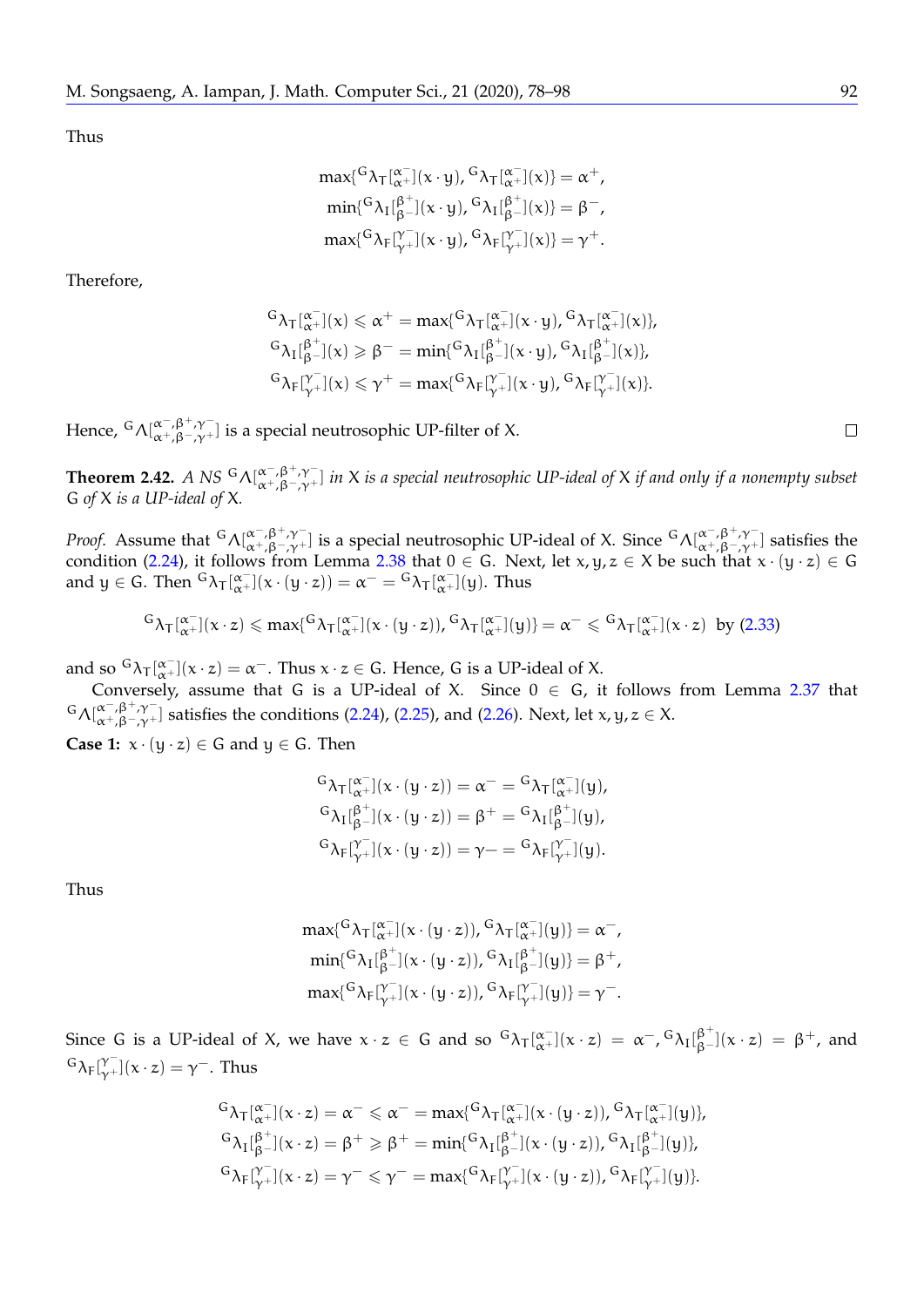Thus

$$\max\{{}^{G}\lambda_T[^{\alpha^-}_{\alpha^+}](x\cdot y), {}^{G}\lambda_T[^{\alpha^-}_{\alpha^+}](x)\} = \alpha^+,$$
$$\min\{{}^{G}\lambda_I[^{\beta^+}_{\beta^-}](x\cdot y), {}^{G}\lambda_I[^{\beta^+}_{\beta^-}](x)\} = \beta^-,$$
$$\max\{{}^{G}\lambda_F[^{\gamma^-}_{\gamma^+}](x\cdot y), {}^{G}\lambda_F[^{\gamma^-}_{\gamma^+}](x)\} = \gamma^+.$$

Therefore,

$${}^{G}\lambda_T[^{\alpha^-}_{\alpha^+}](x) \leqslant \alpha^+ = \max\{{}^{G}\lambda_T[^{\alpha^-}_{\alpha^+}](x\cdot y), {}^{G}\lambda_T[^{\alpha^-}_{\alpha^+}](x)\},$$
$${}^{G}\lambda_I[^{\beta^+}_{\beta^-}](x) \geqslant \beta^- = \min\{{}^{G}\lambda_I[^{\beta^+}_{\beta^-}](x\cdot y), {}^{G}\lambda_I[^{\beta^+}_{\beta^-}](x)\},$$
$${}^{G}\lambda_F[^{\gamma^-}_{\gamma^+}](x) \leqslant \gamma^+ = \max\{{}^{G}\lambda_F[^{\gamma^-}_{\gamma^+}](x\cdot y), {}^{G}\lambda_F[^{\gamma^-}_{\gamma^+}](x)\}.$$

Hence, ${}^{G}\Lambda[^{\alpha^-,\beta^+,\gamma^-}_{\alpha^+,\beta^-,\gamma^+}]$ is a special neutrosophic UP-filter of X. □

**Theorem 2.42.** *A NS ${}^{G}\Lambda[^{\alpha^-,\beta^+,\gamma^-}_{\alpha^+,\beta^-,\gamma^+}]$ in X is a special neutrosophic UP-ideal of X if and only if a nonempty subset G of X is a UP-ideal of X.*

*Proof.* Assume that ${}^{G}\Lambda[^{\alpha^-,\beta^+,\gamma^-}_{\alpha^+,\beta^-,\gamma^+}]$ is a special neutrosophic UP-ideal of X. Since ${}^{G}\Lambda[^{\alpha^-,\beta^+,\gamma^-}_{\alpha^+,\beta^-,\gamma^+}]$ satisfies the condition (2.24), it follows from Lemma 2.38 that $0 \in G$. Next, let $x, y, z \in X$ be such that $x \cdot (y \cdot z) \in G$ and $y \in G$. Then ${}^{G}\lambda_T[^{\alpha^-}_{\alpha^+}](x\cdot(y\cdot z)) = \alpha^- = {}^{G}\lambda_T[^{\alpha^-}_{\alpha^+}](y)$. Thus

$${}^{G}\lambda_T[^{\alpha^-}_{\alpha^+}](x\cdot z) \leqslant \max\{{}^{G}\lambda_T[^{\alpha^-}_{\alpha^+}](x\cdot(y\cdot z)), {}^{G}\lambda_T[^{\alpha^-}_{\alpha^+}](y)\} = \alpha^- \leqslant {}^{G}\lambda_T[^{\alpha^-}_{\alpha^+}](x\cdot z) \text{ by (2.33)}$$

and so ${}^{G}\lambda_T[^{\alpha^-}_{\alpha^+}](x\cdot z) = \alpha^-$. Thus $x \cdot z \in G$. Hence, G is a UP-ideal of X.

Conversely, assume that G is a UP-ideal of X. Since $0 \in G$, it follows from Lemma 2.37 that ${}^{G}\Lambda[^{\alpha^-,\beta^+,\gamma^-}_{\alpha^+,\beta^-,\gamma^+}]$ satisfies the conditions (2.24), (2.25), and (2.26). Next, let $x, y, z \in X$.

**Case 1:** $x \cdot (y \cdot z) \in G$ and $y \in G$. Then

$${}^{G}\lambda_T[^{\alpha^-}_{\alpha^+}](x\cdot(y\cdot z)) = \alpha^- = {}^{G}\lambda_T[^{\alpha^-}_{\alpha^+}](y),$$
$${}^{G}\lambda_I[^{\beta^+}_{\beta^-}](x\cdot(y\cdot z)) = \beta^+ = {}^{G}\lambda_I[^{\beta^+}_{\beta^-}](y),$$
$${}^{G}\lambda_F[^{\gamma^-}_{\gamma^+}](x\cdot(y\cdot z)) = \gamma- = {}^{G}\lambda_F[^{\gamma^-}_{\gamma^+}](y).$$

Thus

$$\max\{{}^{G}\lambda_T[^{\alpha^-}_{\alpha^+}](x\cdot(y\cdot z)), {}^{G}\lambda_T[^{\alpha^-}_{\alpha^+}](y)\} = \alpha^-,$$
$$\min\{{}^{G}\lambda_I[^{\beta^+}_{\beta^-}](x\cdot(y\cdot z)), {}^{G}\lambda_I[^{\beta^+}_{\beta^-}](y)\} = \beta^+,$$
$$\max\{{}^{G}\lambda_F[^{\gamma^-}_{\gamma^+}](x\cdot(y\cdot z)), {}^{G}\lambda_F[^{\gamma^-}_{\gamma^+}](y)\} = \gamma^-.$$

Since G is a UP-ideal of X, we have $x \cdot z \in G$ and so ${}^{G}\lambda_T[^{\alpha^-}_{\alpha^+}](x\cdot z) = \alpha^-$, ${}^{G}\lambda_I[^{\beta^+}_{\beta^-}](x\cdot z) = \beta^+$, and ${}^{G}\lambda_F[^{\gamma^-}_{\gamma^+}](x\cdot z) = \gamma^-$. Thus

$${}^{G}\lambda_T[^{\alpha^-}_{\alpha^+}](x\cdot z) = \alpha^- \leqslant \alpha^- = \max\{{}^{G}\lambda_T[^{\alpha^-}_{\alpha^+}](x\cdot(y\cdot z)), {}^{G}\lambda_T[^{\alpha^-}_{\alpha^+}](y)\},$$
$${}^{G}\lambda_I[^{\beta^+}_{\beta^-}](x\cdot z) = \beta^+ \geqslant \beta^+ = \min\{{}^{G}\lambda_I[^{\beta^+}_{\beta^-}](x\cdot(y\cdot z)), {}^{G}\lambda_I[^{\beta^+}_{\beta^-}](y)\},$$
$${}^{G}\lambda_F[^{\gamma^-}_{\gamma^+}](x\cdot z) = \gamma^- \leqslant \gamma^- = \max\{{}^{G}\lambda_F[^{\gamma^-}_{\gamma^+}](x\cdot(y\cdot z)), {}^{G}\lambda_F[^{\gamma^-}_{\gamma^+}](y)\}.$$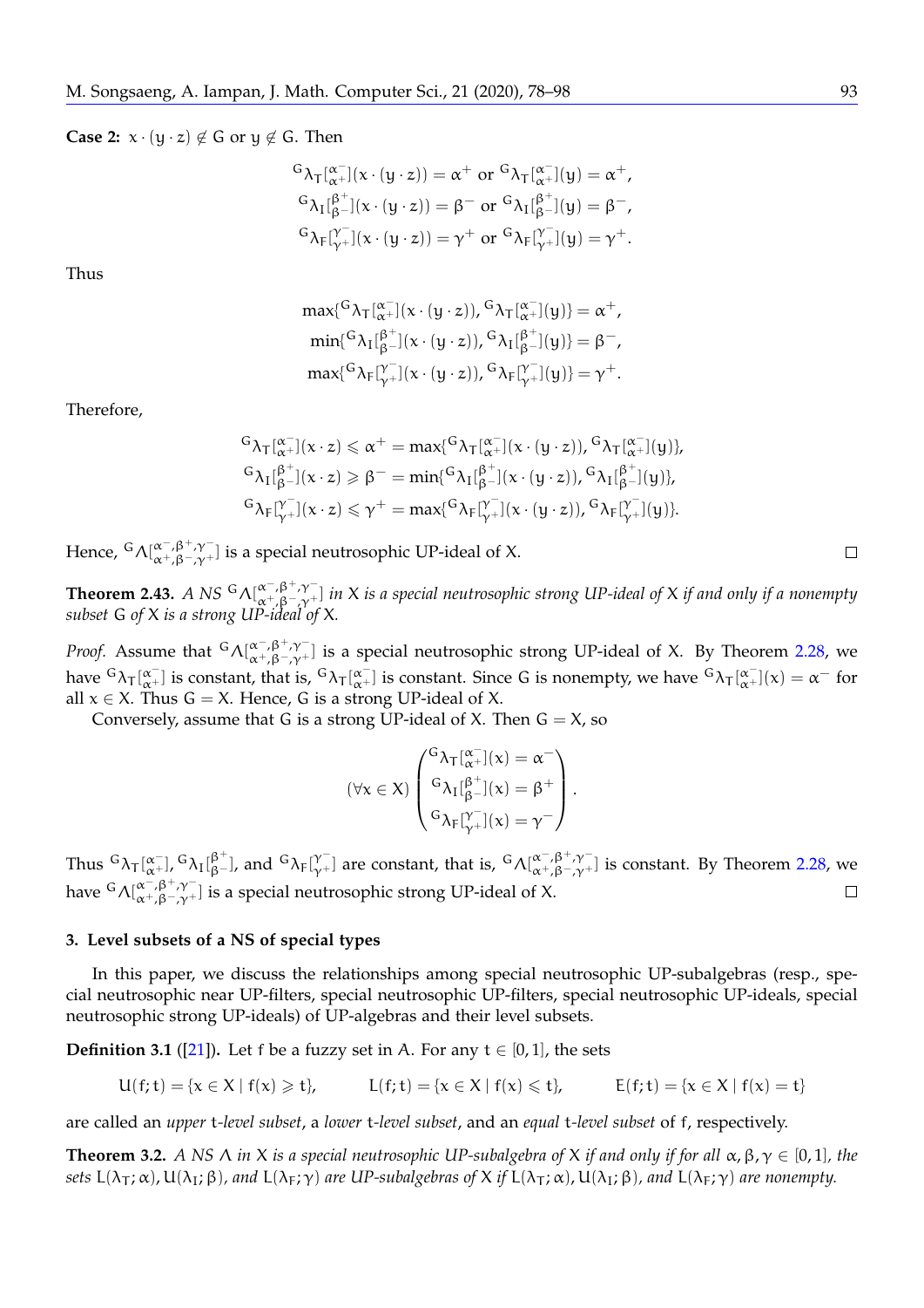**Case 2:** $x \cdot (y \cdot z) \notin G$ or $y \notin G$. Then

$$
\begin{aligned}
{}^{G}\lambda_T[^{\alpha^-}_{\alpha^+}](x \cdot (y \cdot z)) = \alpha^+ &\text{ or } {}^{G}\lambda_T[^{\alpha^-}_{\alpha^+}](y) = \alpha^+,\\
{}^{G}\lambda_I[^{\beta^+}_{\beta^-}](x \cdot (y \cdot z)) = \beta^- &\text{ or } {}^{G}\lambda_I[^{\beta^+}_{\beta^-}](y) = \beta^-,\\
{}^{G}\lambda_F[^{\gamma^-}_{\gamma^+}](x \cdot (y \cdot z)) = \gamma^+ &\text{ or } {}^{G}\lambda_F[^{\gamma^-}_{\gamma^+}](y) = \gamma^+.
\end{aligned}
$$

Thus

$$
\begin{aligned}
\max\{{}^{G}\lambda_T[^{\alpha^-}_{\alpha^+}](x \cdot (y \cdot z)), {}^{G}\lambda_T[^{\alpha^-}_{\alpha^+}](y)\} &= \alpha^+,\\
\min\{{}^{G}\lambda_I[^{\beta^+}_{\beta^-}](x \cdot (y \cdot z)), {}^{G}\lambda_I[^{\beta^+}_{\beta^-}](y)\} &= \beta^-,\\
\max\{{}^{G}\lambda_F[^{\gamma^-}_{\gamma^+}](x \cdot (y \cdot z)), {}^{G}\lambda_F[^{\gamma^-}_{\gamma^+}](y)\} &= \gamma^+.
\end{aligned}
$$

Therefore,

$$
\begin{aligned}
{}^{G}\lambda_T[^{\alpha^-}_{\alpha^+}](x \cdot z) \leqslant \alpha^+ &= \max\{{}^{G}\lambda_T[^{\alpha^-}_{\alpha^+}](x \cdot (y \cdot z)), {}^{G}\lambda_T[^{\alpha^-}_{\alpha^+}](y)\},\\
{}^{G}\lambda_I[^{\beta^+}_{\beta^-}](x \cdot z) \geqslant \beta^- &= \min\{{}^{G}\lambda_I[^{\beta^+}_{\beta^-}](x \cdot (y \cdot z)), {}^{G}\lambda_I[^{\beta^+}_{\beta^-}](y)\},\\
{}^{G}\lambda_F[^{\gamma^-}_{\gamma^+}](x \cdot z) \leqslant \gamma^+ &= \max\{{}^{G}\lambda_F[^{\gamma^-}_{\gamma^+}](x \cdot (y \cdot z)), {}^{G}\lambda_F[^{\gamma^-}_{\gamma^+}](y)\}.
\end{aligned}
$$

Hence, ${}^{G}\Lambda[^{\alpha^-,\beta^+,\gamma^-}_{\alpha^+,\beta^-,\gamma^+}]$ is a special neutrosophic UP-ideal of $X$. ◻

**Theorem 2.43.** *A NS ${}^{G}\Lambda[^{\alpha^-,\beta^+,\gamma^-}_{\alpha^+,\beta^-,\gamma^+}]$ in $X$ is a special neutrosophic strong UP-ideal of $X$ if and only if a nonempty subset $G$ of $X$ is a strong UP-ideal of $X$.*

*Proof.* Assume that ${}^{G}\Lambda[^{\alpha^-,\beta^+,\gamma^-}_{\alpha^+,\beta^-,\gamma^+}]$ is a special neutrosophic strong UP-ideal of $X$. By Theorem 2.28, we have ${}^{G}\lambda_T[^{\alpha^-}_{\alpha^+}]$ is constant, that is, ${}^{G}\lambda_T[^{\alpha^-}_{\alpha^+}]$ is constant. Since $G$ is nonempty, we have ${}^{G}\lambda_T[^{\alpha^-}_{\alpha^+}](x) = \alpha^-$ for all $x \in X$. Thus $G = X$. Hence, $G$ is a strong UP-ideal of $X$.

Conversely, assume that $G$ is a strong UP-ideal of $X$. Then $G = X$, so

$$
(\forall x \in X)\begin{pmatrix} {}^{G}\lambda_T[^{\alpha^-}_{\alpha^+}](x) = \alpha^- \\ {}^{G}\lambda_I[^{\beta^+}_{\beta^-}](x) = \beta^+ \\ {}^{G}\lambda_F[^{\gamma^-}_{\gamma^+}](x) = \gamma^- \end{pmatrix}.
$$

Thus ${}^{G}\lambda_T[^{\alpha^-}_{\alpha^+}]$, ${}^{G}\lambda_I[^{\beta^+}_{\beta^-}]$, and ${}^{G}\lambda_F[^{\gamma^-}_{\gamma^+}]$ are constant, that is, ${}^{G}\Lambda[^{\alpha^-,\beta^+,\gamma^-}_{\alpha^+,\beta^-,\gamma^+}]$ is constant. By Theorem 2.28, we have ${}^{G}\Lambda[^{\alpha^-,\beta^+,\gamma^-}_{\alpha^+,\beta^-,\gamma^+}]$ is a special neutrosophic strong UP-ideal of $X$. ◻

## 3. Level subsets of a NS of special types

In this paper, we discuss the relationships among special neutrosophic UP-subalgebras (resp., special neutrosophic near UP-filters, special neutrosophic UP-filters, special neutrosophic UP-ideals, special neutrosophic strong UP-ideals) of UP-algebras and their level subsets.

**Definition 3.1** ([21]). Let $f$ be a fuzzy set in $A$. For any $t \in [0, 1]$, the sets

$$
U(f; t) = \{x \in X \mid f(x) \geqslant t\}, \qquad L(f; t) = \{x \in X \mid f(x) \leqslant t\}, \qquad E(f; t) = \{x \in X \mid f(x) = t\}
$$

are called an *upper $t$-level subset*, a *lower $t$-level subset*, and an *equal $t$-level subset* of $f$, respectively.

**Theorem 3.2.** *A NS $\Lambda$ in $X$ is a special neutrosophic UP-subalgebra of $X$ if and only if for all $\alpha, \beta, \gamma \in [0, 1]$, the sets $L(\lambda_T; \alpha), U(\lambda_I; \beta)$, and $L(\lambda_F; \gamma)$ are UP-subalgebras of $X$ if $L(\lambda_T; \alpha), U(\lambda_I; \beta)$, and $L(\lambda_F; \gamma)$ are nonempty.*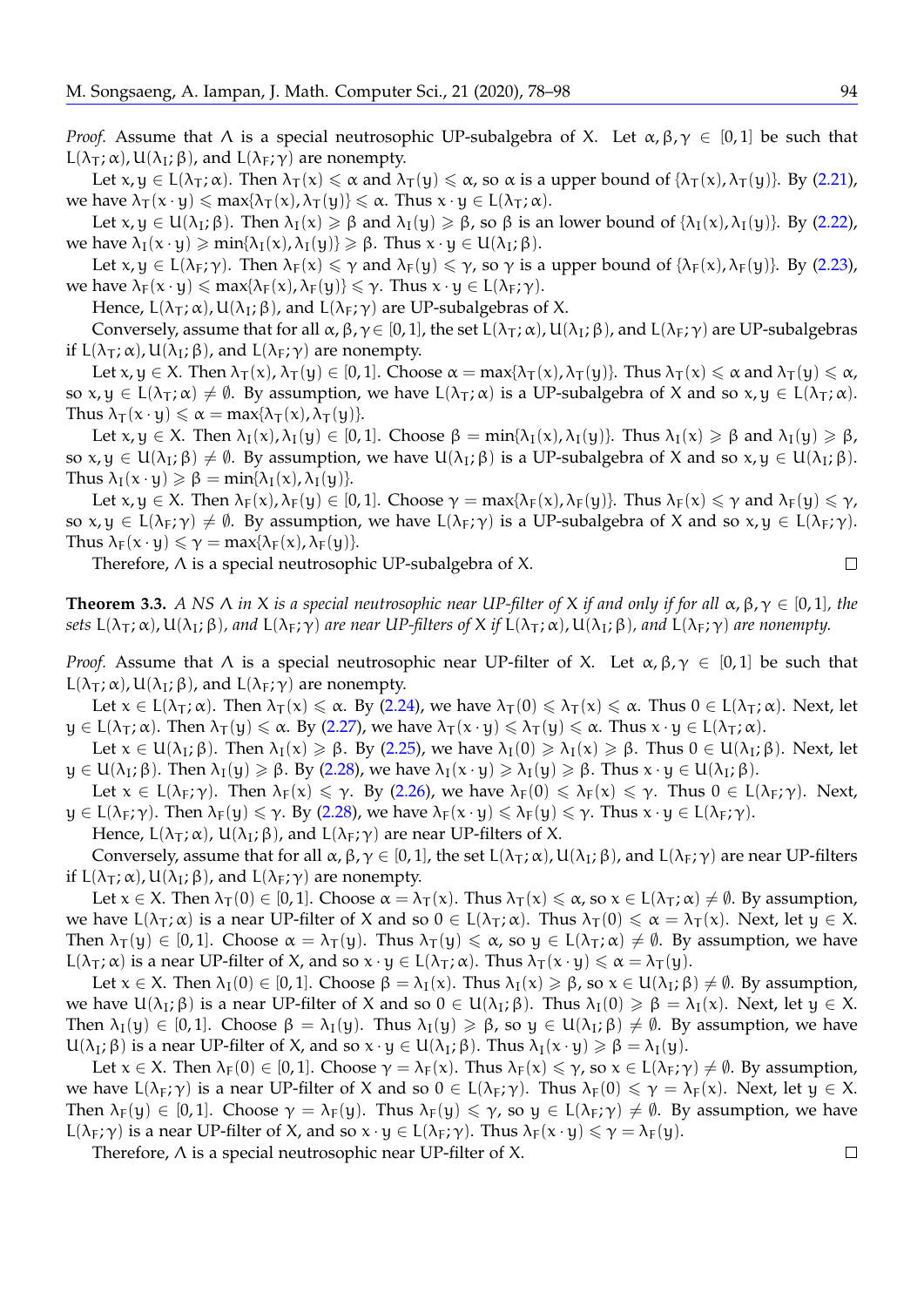*Proof.* Assume that $\Lambda$ is a special neutrosophic UP-subalgebra of $X$. Let $\alpha, \beta, \gamma \in [0, 1]$ be such that $L(\lambda_T; \alpha), U(\lambda_I; \beta)$, and $L(\lambda_F; \gamma)$ are nonempty.

Let $x, y \in L(\lambda_T; \alpha)$. Then $\lambda_T(x) \leqslant \alpha$ and $\lambda_T(y) \leqslant \alpha$, so $\alpha$ is a upper bound of $\{\lambda_T(x), \lambda_T(y)\}$. By (2.21), we have $\lambda_T(x \cdot y) \leqslant \max\{\lambda_T(x), \lambda_T(y)\} \leqslant \alpha$. Thus $x \cdot y \in L(\lambda_T; \alpha)$.

Let $x, y \in U(\lambda_I; \beta)$. Then $\lambda_I(x) \geqslant \beta$ and $\lambda_I(y) \geqslant \beta$, so $\beta$ is an lower bound of $\{\lambda_I(x), \lambda_I(y)\}$. By (2.22), we have $\lambda_I(x \cdot y) \geqslant \min\{\lambda_I(x), \lambda_I(y)\} \geqslant \beta$. Thus $x \cdot y \in U(\lambda_I; \beta)$.

Let $x, y \in L(\lambda_F; \gamma)$. Then $\lambda_F(x) \leqslant \gamma$ and $\lambda_F(y) \leqslant \gamma$, so $\gamma$ is a upper bound of $\{\lambda_F(x), \lambda_F(y)\}$. By (2.23), we have $\lambda_F(x \cdot y) \leqslant \max\{\lambda_F(x), \lambda_F(y)\} \leqslant \gamma$. Thus $x \cdot y \in L(\lambda_F; \gamma)$.

Hence, $L(\lambda_T; \alpha), U(\lambda_I; \beta)$, and $L(\lambda_F; \gamma)$ are UP-subalgebras of $X$.

Conversely, assume that for all $\alpha, \beta, \gamma \in [0, 1]$, the set $L(\lambda_T; \alpha), U(\lambda_I; \beta)$, and $L(\lambda_F; \gamma)$ are UP-subalgebras if $L(\lambda_T; \alpha), U(\lambda_I; \beta)$, and $L(\lambda_F; \gamma)$ are nonempty.

Let $x, y \in X$. Then $\lambda_T(x), \lambda_T(y) \in [0, 1]$. Choose $\alpha = \max\{\lambda_T(x), \lambda_T(y)\}$. Thus $\lambda_T(x) \leqslant \alpha$ and $\lambda_T(y) \leqslant \alpha$, so $x, y \in L(\lambda_T; \alpha) \neq \emptyset$. By assumption, we have $L(\lambda_T; \alpha)$ is a UP-subalgebra of $X$ and so $x, y \in L(\lambda_T; \alpha)$. Thus $\lambda_T(x \cdot y) \leqslant \alpha = \max\{\lambda_T(x), \lambda_T(y)\}$.

Let $x, y \in X$. Then $\lambda_I(x), \lambda_I(y) \in [0, 1]$. Choose $\beta = \min\{\lambda_I(x), \lambda_I(y)\}$. Thus $\lambda_I(x) \geqslant \beta$ and $\lambda_I(y) \geqslant \beta$, so $x, y \in U(\lambda_I; \beta) \neq \emptyset$. By assumption, we have $U(\lambda_I; \beta)$ is a UP-subalgebra of $X$ and so $x, y \in U(\lambda_I; \beta)$. Thus $\lambda_I(x \cdot y) \geqslant \beta = \min\{\lambda_I(x), \lambda_I(y)\}$.

Let $x, y \in X$. Then $\lambda_F(x), \lambda_F(y) \in [0, 1]$. Choose $\gamma = \max\{\lambda_F(x), \lambda_F(y)\}$. Thus $\lambda_F(x) \leqslant \gamma$ and $\lambda_F(y) \leqslant \gamma$, so $x, y \in L(\lambda_F; \gamma) \neq \emptyset$. By assumption, we have $L(\lambda_F; \gamma)$ is a UP-subalgebra of $X$ and so $x, y \in L(\lambda_F; \gamma)$. Thus $\lambda_F(x \cdot y) \leqslant \gamma = \max\{\lambda_F(x), \lambda_F(y)\}$.

Therefore, $\Lambda$ is a special neutrosophic UP-subalgebra of $X$. $\square$

**Theorem 3.3.** *A NS $\Lambda$ in $X$ is a special neutrosophic near UP-filter of $X$ if and only if for all $\alpha, \beta, \gamma \in [0, 1]$, the sets $L(\lambda_T; \alpha), U(\lambda_I; \beta)$, and $L(\lambda_F; \gamma)$ are near UP-filters of $X$ if $L(\lambda_T; \alpha), U(\lambda_I; \beta)$, and $L(\lambda_F; \gamma)$ are nonempty.*

*Proof.* Assume that $\Lambda$ is a special neutrosophic near UP-filter of $X$. Let $\alpha, \beta, \gamma \in [0, 1]$ be such that $L(\lambda_T; \alpha), U(\lambda_I; \beta)$, and $L(\lambda_F; \gamma)$ are nonempty.

Let $x \in L(\lambda_T; \alpha)$. Then $\lambda_T(x) \leqslant \alpha$. By (2.24), we have $\lambda_T(0) \leqslant \lambda_T(x) \leqslant \alpha$. Thus $0 \in L(\lambda_T; \alpha)$. Next, let $y \in L(\lambda_T; \alpha)$. Then $\lambda_T(y) \leqslant \alpha$. By (2.27), we have $\lambda_T(x \cdot y) \leqslant \lambda_T(y) \leqslant \alpha$. Thus $x \cdot y \in L(\lambda_T; \alpha)$.

Let $x \in U(\lambda_I; \beta)$. Then $\lambda_I(x) \geqslant \beta$. By (2.25), we have $\lambda_I(0) \geqslant \lambda_I(x) \geqslant \beta$. Thus $0 \in U(\lambda_I; \beta)$. Next, let $y \in U(\lambda_I; \beta)$. Then $\lambda_I(y) \geqslant \beta$. By (2.28), we have $\lambda_I(x \cdot y) \geqslant \lambda_I(y) \geqslant \beta$. Thus $x \cdot y \in U(\lambda_I; \beta)$.

Let $x \in L(\lambda_F; \gamma)$. Then $\lambda_F(x) \leqslant \gamma$. By (2.26), we have $\lambda_F(0) \leqslant \lambda_F(x) \leqslant \gamma$. Thus $0 \in L(\lambda_F; \gamma)$. Next, $y \in L(\lambda_F; \gamma)$. Then $\lambda_F(y) \leqslant \gamma$. By (2.28), we have $\lambda_F(x \cdot y) \leqslant \lambda_F(y) \leqslant \gamma$. Thus $x \cdot y \in L(\lambda_F; \gamma)$.

Hence, $L(\lambda_T; \alpha)$, $U(\lambda_I; \beta)$, and $L(\lambda_F; \gamma)$ are near UP-filters of $X$.

Conversely, assume that for all $\alpha, \beta, \gamma \in [0, 1]$, the set $L(\lambda_T; \alpha), U(\lambda_I; \beta)$, and $L(\lambda_F; \gamma)$ are near UP-filters if $L(\lambda_T; \alpha), U(\lambda_I; \beta)$, and $L(\lambda_F; \gamma)$ are nonempty.

Let $x \in X$. Then $\lambda_T(0) \in [0, 1]$. Choose $\alpha = \lambda_T(x)$. Thus $\lambda_T(x) \leqslant \alpha$, so $x \in L(\lambda_T; \alpha) \neq \emptyset$. By assumption, we have $L(\lambda_T; \alpha)$ is a near UP-filter of $X$ and so $0 \in L(\lambda_T; \alpha)$. Thus $\lambda_T(0) \leqslant \alpha = \lambda_T(x)$. Next, let $y \in X$. Then $\lambda_T(y) \in [0, 1]$. Choose $\alpha = \lambda_T(y)$. Thus $\lambda_T(y) \leqslant \alpha$, so $y \in L(\lambda_T; \alpha) \neq \emptyset$. By assumption, we have $L(\lambda_T; \alpha)$ is a near UP-filter of $X$, and so $x \cdot y \in L(\lambda_T; \alpha)$. Thus $\lambda_T(x \cdot y) \leqslant \alpha = \lambda_T(y)$.

Let $x \in X$. Then $\lambda_I(0) \in [0, 1]$. Choose $\beta = \lambda_I(x)$. Thus $\lambda_I(x) \geqslant \beta$, so $x \in U(\lambda_I; \beta) \neq \emptyset$. By assumption, we have $U(\lambda_I; \beta)$ is a near UP-filter of $X$ and so $0 \in U(\lambda_I; \beta)$. Thus $\lambda_I(0) \geqslant \beta = \lambda_I(x)$. Next, let $y \in X$. Then $\lambda_I(y) \in [0, 1]$. Choose $\beta = \lambda_I(y)$. Thus $\lambda_I(y) \geqslant \beta$, so $y \in U(\lambda_I; \beta) \neq \emptyset$. By assumption, we have $U(\lambda_I; \beta)$ is a near UP-filter of $X$, and so $x \cdot y \in U(\lambda_I; \beta)$. Thus $\lambda_I(x \cdot y) \geqslant \beta = \lambda_I(y)$.

Let $x \in X$. Then $\lambda_F(0) \in [0, 1]$. Choose $\gamma = \lambda_F(x)$. Thus $\lambda_F(x) \leqslant \gamma$, so $x \in L(\lambda_F; \gamma) \neq \emptyset$. By assumption, we have $L(\lambda_F; \gamma)$ is a near UP-filter of $X$ and so $0 \in L(\lambda_F; \gamma)$. Thus $\lambda_F(0) \leqslant \gamma = \lambda_F(x)$. Next, let $y \in X$. Then $\lambda_F(y) \in [0, 1]$. Choose $\gamma = \lambda_F(y)$. Thus $\lambda_F(y) \leqslant \gamma$, so $y \in L(\lambda_F; \gamma) \neq \emptyset$. By assumption, we have $L(\lambda_F; \gamma)$ is a near UP-filter of $X$, and so $x \cdot y \in L(\lambda_F; \gamma)$. Thus $\lambda_F(x \cdot y) \leqslant \gamma = \lambda_F(y)$.

Therefore, $\Lambda$ is a special neutrosophic near UP-filter of $X$. $\square$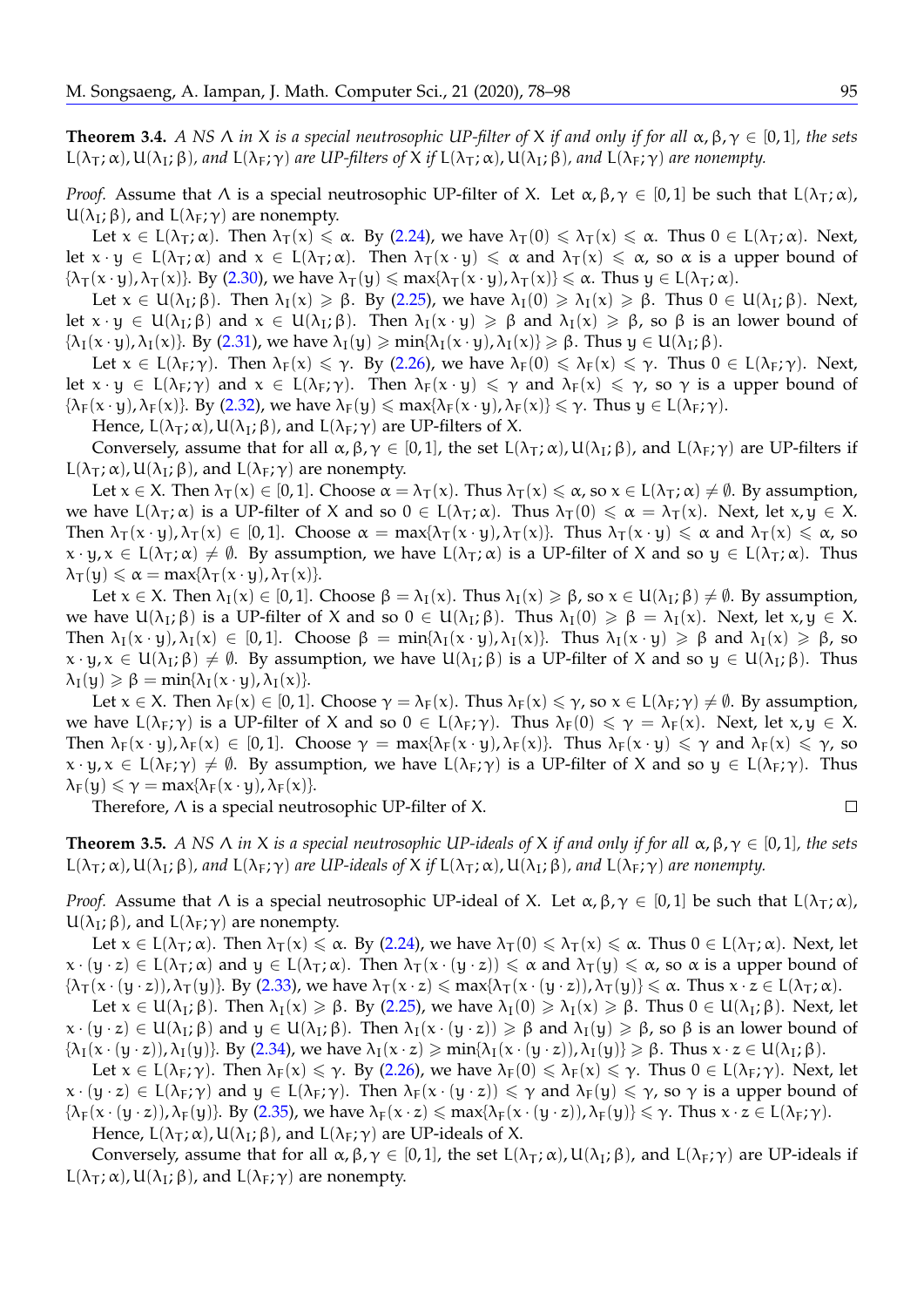**Theorem 3.4.** *A NS $\Lambda$ in $X$ is a special neutrosophic UP-filter of $X$ if and only if for all $\alpha, \beta, \gamma \in [0,1]$, the sets $L(\lambda_T; \alpha), U(\lambda_I; \beta)$, and $L(\lambda_F; \gamma)$ are UP-filters of $X$ if $L(\lambda_T; \alpha), U(\lambda_I; \beta)$, and $L(\lambda_F; \gamma)$ are nonempty.*

*Proof.* Assume that $\Lambda$ is a special neutrosophic UP-filter of $X$. Let $\alpha, \beta, \gamma \in [0,1]$ be such that $L(\lambda_T; \alpha)$, $U(\lambda_I; \beta)$, and $L(\lambda_F; \gamma)$ are nonempty.

Let $x \in L(\lambda_T; \alpha)$. Then $\lambda_T(x) \leqslant \alpha$. By (2.24), we have $\lambda_T(0) \leqslant \lambda_T(x) \leqslant \alpha$. Thus $0 \in L(\lambda_T; \alpha)$. Next, let $x \cdot y \in L(\lambda_T; \alpha)$ and $x \in L(\lambda_T; \alpha)$. Then $\lambda_T(x \cdot y) \leqslant \alpha$ and $\lambda_T(x) \leqslant \alpha$, so $\alpha$ is a upper bound of $\{\lambda_T(x \cdot y), \lambda_T(x)\}$. By (2.30), we have $\lambda_T(y) \leqslant \max\{\lambda_T(x \cdot y), \lambda_T(x)\} \leqslant \alpha$. Thus $y \in L(\lambda_T; \alpha)$.

Let $x \in U(\lambda_I; \beta)$. Then $\lambda_I(x) \geqslant \beta$. By (2.25), we have $\lambda_I(0) \geqslant \lambda_I(x) \geqslant \beta$. Thus $0 \in U(\lambda_I; \beta)$. Next, let $x \cdot y \in U(\lambda_I; \beta)$ and $x \in U(\lambda_I; \beta)$. Then $\lambda_I(x \cdot y) \geqslant \beta$ and $\lambda_I(x) \geqslant \beta$, so $\beta$ is an lower bound of $\{\lambda_I(x \cdot y), \lambda_I(x)\}$. By (2.31), we have $\lambda_I(y) \geqslant \min\{\lambda_I(x \cdot y), \lambda_I(x)\} \geqslant \beta$. Thus $y \in U(\lambda_I; \beta)$.

Let $x \in L(\lambda_F; \gamma)$. Then $\lambda_F(x) \leqslant \gamma$. By (2.26), we have $\lambda_F(0) \leqslant \lambda_F(x) \leqslant \gamma$. Thus $0 \in L(\lambda_F; \gamma)$. Next, let $x \cdot y \in L(\lambda_F; \gamma)$ and $x \in L(\lambda_F; \gamma)$. Then $\lambda_F(x \cdot y) \leqslant \gamma$ and $\lambda_F(x) \leqslant \gamma$, so $\gamma$ is a upper bound of $\{\lambda_F(x \cdot y), \lambda_F(x)\}$. By (2.32), we have $\lambda_F(y) \leqslant \max\{\lambda_F(x \cdot y), \lambda_F(x)\} \leqslant \gamma$. Thus $y \in L(\lambda_F; \gamma)$.

Hence, $L(\lambda_T; \alpha), U(\lambda_I; \beta)$, and $L(\lambda_F; \gamma)$ are UP-filters of $X$.

Conversely, assume that for all $\alpha, \beta, \gamma \in [0,1]$, the set $L(\lambda_T; \alpha), U(\lambda_I; \beta)$, and $L(\lambda_F; \gamma)$ are UP-filters if $L(\lambda_T; \alpha), U(\lambda_I; \beta)$, and $L(\lambda_F; \gamma)$ are nonempty.

Let $x \in X$. Then $\lambda_T(x) \in [0,1]$. Choose $\alpha = \lambda_T(x)$. Thus $\lambda_T(x) \leqslant \alpha$, so $x \in L(\lambda_T; \alpha) \neq \emptyset$. By assumption, we have $L(\lambda_T; \alpha)$ is a UP-filter of $X$ and so $0 \in L(\lambda_T; \alpha)$. Thus $\lambda_T(0) \leqslant \alpha = \lambda_T(x)$. Next, let $x, y \in X$. Then $\lambda_T(x \cdot y), \lambda_T(x) \in [0,1]$. Choose $\alpha = \max\{\lambda_T(x \cdot y), \lambda_T(x)\}$. Thus $\lambda_T(x \cdot y) \leqslant \alpha$ and $\lambda_T(x) \leqslant \alpha$, so $x \cdot y, x \in L(\lambda_T; \alpha) \neq \emptyset$. By assumption, we have $L(\lambda_T; \alpha)$ is a UP-filter of $X$ and so $y \in L(\lambda_T; \alpha)$. Thus $\lambda_T(y) \leqslant \alpha = \max\{\lambda_T(x \cdot y), \lambda_T(x)\}$.

Let $x \in X$. Then $\lambda_I(x) \in [0,1]$. Choose $\beta = \lambda_I(x)$. Thus $\lambda_I(x) \geqslant \beta$, so $x \in U(\lambda_I; \beta) \neq \emptyset$. By assumption, we have $U(\lambda_I; \beta)$ is a UP-filter of $X$ and so $0 \in U(\lambda_I; \beta)$. Thus $\lambda_I(0) \geqslant \beta = \lambda_I(x)$. Next, let $x, y \in X$. Then $\lambda_I(x \cdot y), \lambda_I(x) \in [0,1]$. Choose $\beta = \min\{\lambda_I(x \cdot y), \lambda_I(x)\}$. Thus $\lambda_I(x \cdot y) \geqslant \beta$ and $\lambda_I(x) \geqslant \beta$, so $x \cdot y, x \in U(\lambda_I; \beta) \neq \emptyset$. By assumption, we have $U(\lambda_I; \beta)$ is a UP-filter of $X$ and so $y \in U(\lambda_I; \beta)$. Thus $\lambda_I(y) \geqslant \beta = \min\{\lambda_I(x \cdot y), \lambda_I(x)\}$.

Let $x \in X$. Then $\lambda_F(x) \in [0,1]$. Choose $\gamma = \lambda_F(x)$. Thus $\lambda_F(x) \leqslant \gamma$, so $x \in L(\lambda_F; \gamma) \neq \emptyset$. By assumption, we have $L(\lambda_F; \gamma)$ is a UP-filter of $X$ and so $0 \in L(\lambda_F; \gamma)$. Thus $\lambda_F(0) \leqslant \gamma = \lambda_F(x)$. Next, let $x, y \in X$. Then $\lambda_F(x \cdot y), \lambda_F(x) \in [0,1]$. Choose $\gamma = \max\{\lambda_F(x \cdot y), \lambda_F(x)\}$. Thus $\lambda_F(x \cdot y) \leqslant \gamma$ and $\lambda_F(x) \leqslant \gamma$, so $x \cdot y, x \in L(\lambda_F; \gamma) \neq \emptyset$. By assumption, we have $L(\lambda_F; \gamma)$ is a UP-filter of $X$ and so $y \in L(\lambda_F; \gamma)$. Thus $\lambda_F(y) \leqslant \gamma = \max\{\lambda_F(x \cdot y), \lambda_F(x)\}$.

Therefore, $\Lambda$ is a special neutrosophic UP-filter of $X$. $\square$

**Theorem 3.5.** *A NS $\Lambda$ in $X$ is a special neutrosophic UP-ideals of $X$ if and only if for all $\alpha, \beta, \gamma \in [0,1]$, the sets $L(\lambda_T; \alpha), U(\lambda_I; \beta)$, and $L(\lambda_F; \gamma)$ are UP-ideals of $X$ if $L(\lambda_T; \alpha), U(\lambda_I; \beta)$, and $L(\lambda_F; \gamma)$ are nonempty.*

*Proof.* Assume that $\Lambda$ is a special neutrosophic UP-ideal of $X$. Let $\alpha, \beta, \gamma \in [0,1]$ be such that $L(\lambda_T; \alpha)$, $U(\lambda_I; \beta)$, and $L(\lambda_F; \gamma)$ are nonempty.

Let $x \in L(\lambda_T; \alpha)$. Then $\lambda_T(x) \leqslant \alpha$. By (2.24), we have $\lambda_T(0) \leqslant \lambda_T(x) \leqslant \alpha$. Thus $0 \in L(\lambda_T; \alpha)$. Next, let $x \cdot (y \cdot z) \in L(\lambda_T; \alpha)$ and $y \in L(\lambda_T; \alpha)$. Then $\lambda_T(x \cdot (y \cdot z)) \leqslant \alpha$ and $\lambda_T(y) \leqslant \alpha$, so $\alpha$ is a upper bound of $\{\lambda_T(x \cdot (y \cdot z)), \lambda_T(y)\}$. By (2.33), we have $\lambda_T(x \cdot z) \leqslant \max\{\lambda_T(x \cdot (y \cdot z)), \lambda_T(y)\} \leqslant \alpha$. Thus $x \cdot z \in L(\lambda_T; \alpha)$.

Let $x \in U(\lambda_I; \beta)$. Then $\lambda_I(x) \geqslant \beta$. By (2.25), we have $\lambda_I(0) \geqslant \lambda_I(x) \geqslant \beta$. Thus $0 \in U(\lambda_I; \beta)$. Next, let $x \cdot (y \cdot z) \in U(\lambda_I; \beta)$ and $y \in U(\lambda_I; \beta)$. Then $\lambda_I(x \cdot (y \cdot z)) \geqslant \beta$ and $\lambda_I(y) \geqslant \beta$, so $\beta$ is an lower bound of $\{\lambda_I(x \cdot (y \cdot z)), \lambda_I(y)\}$. By (2.34), we have $\lambda_I(x \cdot z) \geqslant \min\{\lambda_I(x \cdot (y \cdot z)), \lambda_I(y)\} \geqslant \beta$. Thus $x \cdot z \in U(\lambda_I; \beta)$.

Let $x \in L(\lambda_F; \gamma)$. Then $\lambda_F(x) \leqslant \gamma$. By (2.26), we have $\lambda_F(0) \leqslant \lambda_F(x) \leqslant \gamma$. Thus $0 \in L(\lambda_F; \gamma)$. Next, let $x \cdot (y \cdot z) \in L(\lambda_F; \gamma)$ and $y \in L(\lambda_F; \gamma)$. Then $\lambda_F(x \cdot (y \cdot z)) \leqslant \gamma$ and $\lambda_F(y) \leqslant \gamma$, so $\gamma$ is a upper bound of $\{\lambda_F(x \cdot (y \cdot z)), \lambda_F(y)\}$. By (2.35), we have $\lambda_F(x \cdot z) \leqslant \max\{\lambda_F(x \cdot (y \cdot z)), \lambda_F(y)\} \leqslant \gamma$. Thus $x \cdot z \in L(\lambda_F; \gamma)$.

Hence, $L(\lambda_T; \alpha), U(\lambda_I; \beta)$, and $L(\lambda_F; \gamma)$ are UP-ideals of $X$.

Conversely, assume that for all $\alpha, \beta, \gamma \in [0,1]$, the set $L(\lambda_T; \alpha), U(\lambda_I; \beta)$, and $L(\lambda_F; \gamma)$ are UP-ideals if $L(\lambda_T; \alpha), U(\lambda_I; \beta)$, and $L(\lambda_F; \gamma)$ are nonempty.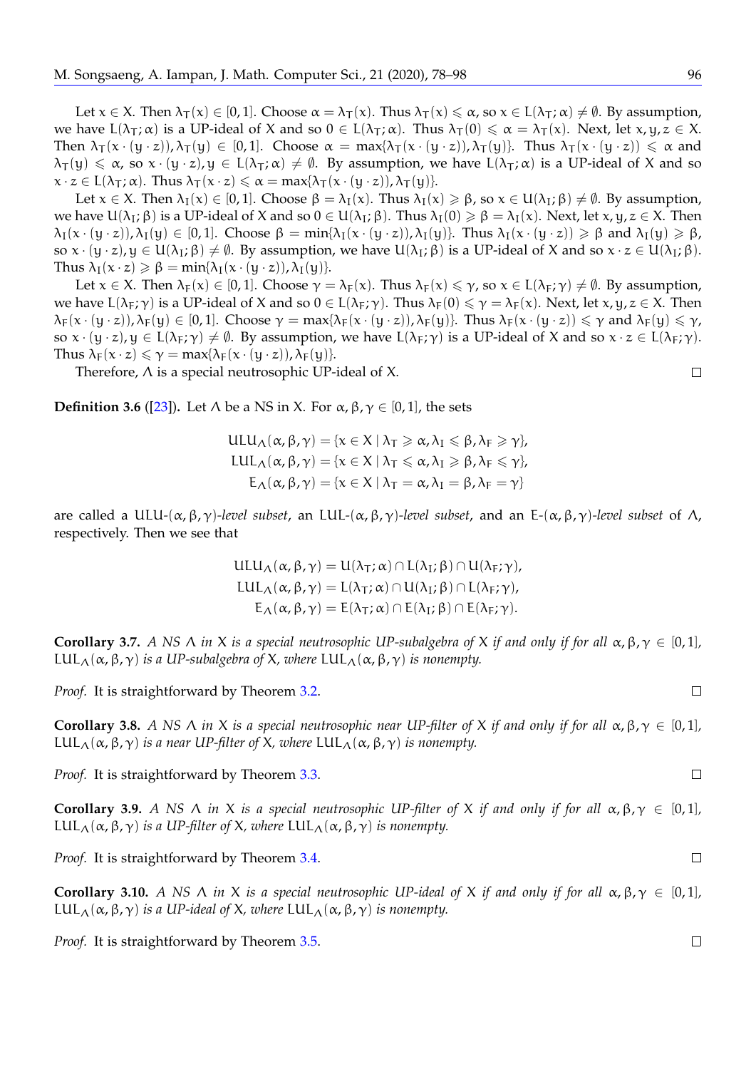Let $x \in X$. Then $\lambda_T(x) \in [0,1]$. Choose $\alpha = \lambda_T(x)$. Thus $\lambda_T(x) \leqslant \alpha$, so $x \in L(\lambda_T;\alpha) \neq \emptyset$. By assumption, we have $L(\lambda_T;\alpha)$ is a UP-ideal of $X$ and so $0 \in L(\lambda_T;\alpha)$. Thus $\lambda_T(0) \leqslant \alpha = \lambda_T(x)$. Next, let $x, y, z \in X$. Then $\lambda_T(x \cdot (y \cdot z)), \lambda_T(y) \in [0,1]$. Choose $\alpha = \max\{\lambda_T(x \cdot (y \cdot z)), \lambda_T(y)\}$. Thus $\lambda_T(x \cdot (y \cdot z)) \leqslant \alpha$ and $\lambda_T(y) \leqslant \alpha$, so $x \cdot (y \cdot z), y \in L(\lambda_T;\alpha) \neq \emptyset$. By assumption, we have $L(\lambda_T;\alpha)$ is a UP-ideal of $X$ and so $x \cdot z \in L(\lambda_T;\alpha)$. Thus $\lambda_T(x \cdot z) \leqslant \alpha = \max\{\lambda_T(x \cdot (y \cdot z)), \lambda_T(y)\}$.

Let $x \in X$. Then $\lambda_I(x) \in [0,1]$. Choose $\beta = \lambda_I(x)$. Thus $\lambda_I(x) \geqslant \beta$, so $x \in U(\lambda_I;\beta) \neq \emptyset$. By assumption, we have $U(\lambda_I;\beta)$ is a UP-ideal of $X$ and so $0 \in U(\lambda_I;\beta)$. Thus $\lambda_I(0) \geqslant \beta = \lambda_I(x)$. Next, let $x, y, z \in X$. Then $\lambda_I(x \cdot (y \cdot z)), \lambda_I(y) \in [0,1]$. Choose $\beta = \min\{\lambda_I(x \cdot (y \cdot z)), \lambda_I(y)\}$. Thus $\lambda_I(x \cdot (y \cdot z)) \geqslant \beta$ and $\lambda_I(y) \geqslant \beta$, so $x \cdot (y \cdot z), y \in U(\lambda_I;\beta) \neq \emptyset$. By assumption, we have $U(\lambda_I;\beta)$ is a UP-ideal of $X$ and so $x \cdot z \in U(\lambda_I;\beta)$. Thus $\lambda_I(x \cdot z) \geqslant \beta = \min\{\lambda_I(x \cdot (y \cdot z)), \lambda_I(y)\}$.

Let $x \in X$. Then $\lambda_F(x) \in [0,1]$. Choose $\gamma = \lambda_F(x)$. Thus $\lambda_F(x) \leqslant \gamma$, so $x \in L(\lambda_F;\gamma) \neq \emptyset$. By assumption, we have $L(\lambda_F;\gamma)$ is a UP-ideal of $X$ and so $0 \in L(\lambda_F;\gamma)$. Thus $\lambda_F(0) \leqslant \gamma = \lambda_F(x)$. Next, let $x, y, z \in X$. Then $\lambda_F(x \cdot (y \cdot z)), \lambda_F(y) \in [0,1]$. Choose $\gamma = \max\{\lambda_F(x \cdot (y \cdot z)), \lambda_F(y)\}$. Thus $\lambda_F(x \cdot (y \cdot z)) \leqslant \gamma$ and $\lambda_F(y) \leqslant \gamma$, so $x \cdot (y \cdot z), y \in L(\lambda_F;\gamma) \neq \emptyset$. By assumption, we have $L(\lambda_F;\gamma)$ is a UP-ideal of $X$ and so $x \cdot z \in L(\lambda_F;\gamma)$. Thus $\lambda_F(x \cdot z) \leqslant \gamma = \max\{\lambda_F(x \cdot (y \cdot z)), \lambda_F(y)\}$.

Therefore, $\Lambda$ is a special neutrosophic UP-ideal of $X$. □

**Definition 3.6** ([23])**.** Let $\Lambda$ be a NS in $X$. For $\alpha, \beta, \gamma \in [0,1]$, the sets

$$ULU_\Lambda(\alpha,\beta,\gamma) = \{x \in X \mid \lambda_T \geqslant \alpha, \lambda_I \leqslant \beta, \lambda_F \geqslant \gamma\},$$
$$LUL_\Lambda(\alpha,\beta,\gamma) = \{x \in X \mid \lambda_T \leqslant \alpha, \lambda_I \geqslant \beta, \lambda_F \leqslant \gamma\},$$
$$E_\Lambda(\alpha,\beta,\gamma) = \{x \in X \mid \lambda_T = \alpha, \lambda_I = \beta, \lambda_F = \gamma\}$$

are called a *ULU-$(\alpha,\beta,\gamma)$-level subset*, an *LUL-$(\alpha,\beta,\gamma)$-level subset*, and an *E-$(\alpha,\beta,\gamma)$-level subset* of $\Lambda$, respectively. Then we see that

$$ULU_\Lambda(\alpha,\beta,\gamma) = U(\lambda_T;\alpha) \cap L(\lambda_I;\beta) \cap U(\lambda_F;\gamma),$$
$$LUL_\Lambda(\alpha,\beta,\gamma) = L(\lambda_T;\alpha) \cap U(\lambda_I;\beta) \cap L(\lambda_F;\gamma),$$
$$E_\Lambda(\alpha,\beta,\gamma) = E(\lambda_T;\alpha) \cap E(\lambda_I;\beta) \cap E(\lambda_F;\gamma).$$

**Corollary 3.7.** *A NS $\Lambda$ in $X$ is a special neutrosophic UP-subalgebra of $X$ if and only if for all $\alpha, \beta, \gamma \in [0,1]$, $LUL_\Lambda(\alpha,\beta,\gamma)$ is a UP-subalgebra of $X$, where $LUL_\Lambda(\alpha,\beta,\gamma)$ is nonempty.*

*Proof.* It is straightforward by Theorem 3.2. □

**Corollary 3.8.** *A NS $\Lambda$ in $X$ is a special neutrosophic near UP-filter of $X$ if and only if for all $\alpha, \beta, \gamma \in [0,1]$, $LUL_\Lambda(\alpha,\beta,\gamma)$ is a near UP-filter of $X$, where $LUL_\Lambda(\alpha,\beta,\gamma)$ is nonempty.*

*Proof.* It is straightforward by Theorem 3.3. □

**Corollary 3.9.** *A NS $\Lambda$ in $X$ is a special neutrosophic UP-filter of $X$ if and only if for all $\alpha, \beta, \gamma \in [0,1]$, $LUL_\Lambda(\alpha,\beta,\gamma)$ is a UP-filter of $X$, where $LUL_\Lambda(\alpha,\beta,\gamma)$ is nonempty.*

*Proof.* It is straightforward by Theorem 3.4. □

**Corollary 3.10.** *A NS $\Lambda$ in $X$ is a special neutrosophic UP-ideal of $X$ if and only if for all $\alpha, \beta, \gamma \in [0,1]$, $LUL_\Lambda(\alpha,\beta,\gamma)$ is a UP-ideal of $X$, where $LUL_\Lambda(\alpha,\beta,\gamma)$ is nonempty.*

*Proof.* It is straightforward by Theorem 3.5. □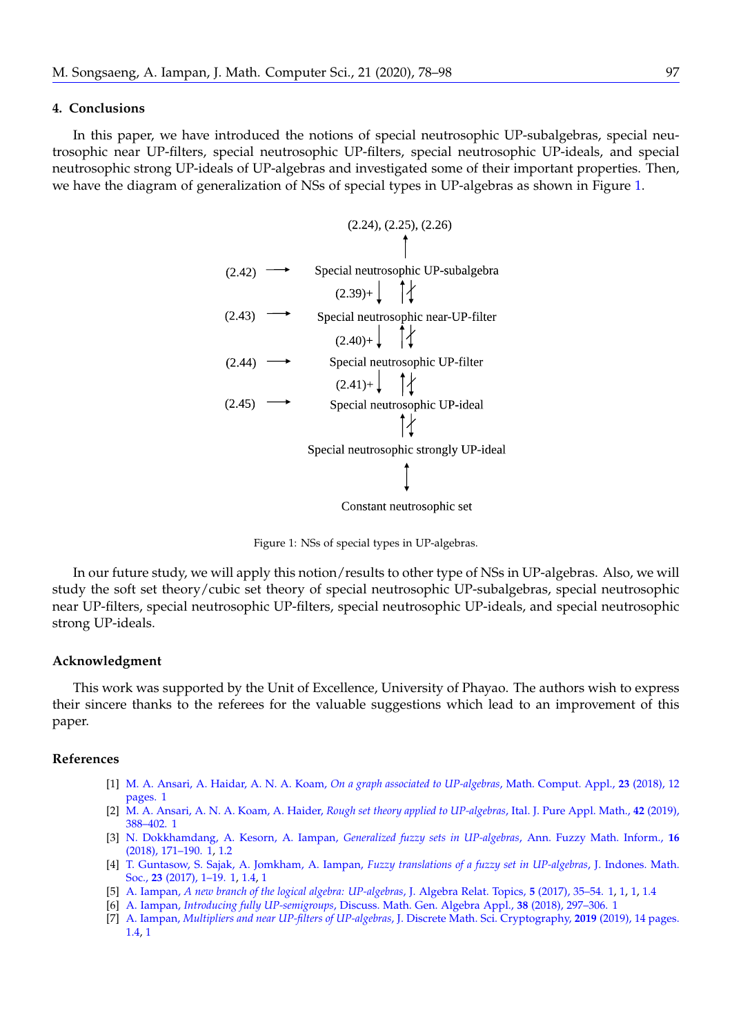## 4. Conclusions

In this paper, we have introduced the notions of special neutrosophic UP-subalgebras, special neutrosophic near UP-filters, special neutrosophic UP-filters, special neutrosophic UP-ideals, and special neutrosophic strong UP-ideals of UP-algebras and investigated some of their important properties. Then, we have the diagram of generalization of NSs of special types in UP-algebras as shown in Figure 1.

```
                         (2.24), (2.25), (2.26)
                                   ↑
(2.42)  ⟶        Special neutrosophic UP-subalgebra
                        (2.39)+ ↓   ↑↓̸
(2.43)  ⟶        Special neutrosophic near-UP-filter
                        (2.40)+ ↓   ↑↓̸
(2.44)  ⟶          Special neutrosophic UP-filter
                        (2.41)+ ↓   ↑↓̸
(2.45)  ⟶          Special neutrosophic UP-ideal
                                   ↑↓̸
                 Special neutrosophic strongly UP-ideal
                                   ↕
                        Constant neutrosophic set
```

Figure 1: NSs of special types in UP-algebras.

In our future study, we will apply this notion/results to other type of NSs in UP-algebras. Also, we will study the soft set theory/cubic set theory of special neutrosophic UP-subalgebras, special neutrosophic near UP-filters, special neutrosophic UP-filters, special neutrosophic UP-ideals, and special neutrosophic strong UP-ideals.

## Acknowledgment

This work was supported by the Unit of Excellence, University of Phayao. The authors wish to express their sincere thanks to the referees for the valuable suggestions which lead to an improvement of this paper.

## References

[1] M. A. Ansari, A. Haidar, A. N. A. Koam, *On a graph associated to UP-algebras*, Math. Comput. Appl., **23** (2018), 12 pages. 1

[2] M. A. Ansari, A. N. A. Koam, A. Haider, *Rough set theory applied to UP-algebras*, Ital. J. Pure Appl. Math., **42** (2019), 388–402. 1

[3] N. Dokkhamdang, A. Kesorn, A. Iampan, *Generalized fuzzy sets in UP-algebras*, Ann. Fuzzy Math. Inform., **16** (2018), 171–190. 1, 1.2

[4] T. Guntasow, S. Sajak, A. Jomkham, A. Iampan, *Fuzzy translations of a fuzzy set in UP-algebras*, J. Indones. Math. Soc., **23** (2017), 1–19. 1, 1.4, 1

[5] A. Iampan, *A new branch of the logical algebra: UP-algebras*, J. Algebra Relat. Topics, **5** (2017), 35–54. 1, 1, 1, 1.4

[6] A. Iampan, *Introducing fully UP-semigroups*, Discuss. Math. Gen. Algebra Appl., **38** (2018), 297–306. 1

[7] A. Iampan, *Multipliers and near UP-filters of UP-algebras*, J. Discrete Math. Sci. Cryptography, **2019** (2019), 14 pages. 1.4, 1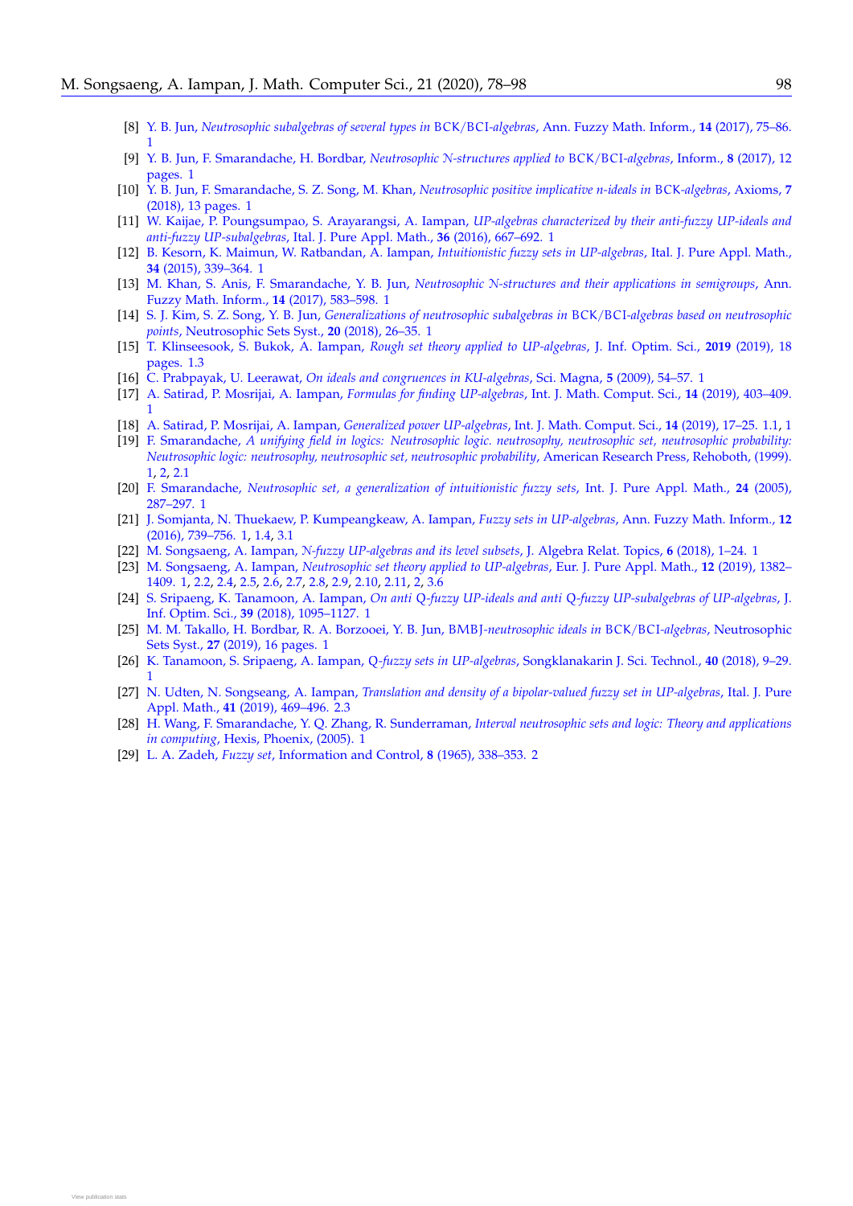[8] Y. B. Jun, *Neutrosophic subalgebras of several types in* BCK/BCI*-algebras*, Ann. Fuzzy Math. Inform., **14** (2017), 75–86. 1

[9] Y. B. Jun, F. Smarandache, H. Bordbar, *Neutrosophic* $\mathcal{N}$*-structures applied to* BCK/BCI*-algebras*, Inform., **8** (2017), 12 pages. 1

[10] Y. B. Jun, F. Smarandache, S. Z. Song, M. Khan, *Neutrosophic positive implicative n-ideals in* BCK*-algebras*, Axioms, **7** (2018), 13 pages. 1

[11] W. Kaijae, P. Poungsumpao, S. Arayarangsi, A. Iampan, *UP-algebras characterized by their anti-fuzzy UP-ideals and anti-fuzzy UP-subalgebras*, Ital. J. Pure Appl. Math., **36** (2016), 667–692. 1

[12] B. Kesorn, K. Maimun, W. Ratbandan, A. Iampan, *Intuitionistic fuzzy sets in UP-algebras*, Ital. J. Pure Appl. Math., **34** (2015), 339–364. 1

[13] M. Khan, S. Anis, F. Smarandache, Y. B. Jun, *Neutrosophic* $\mathcal{N}$*-structures and their applications in semigroups*, Ann. Fuzzy Math. Inform., **14** (2017), 583–598. 1

[14] S. J. Kim, S. Z. Song, Y. B. Jun, *Generalizations of neutrosophic subalgebras in* BCK/BCI*-algebras based on neutrosophic points*, Neutrosophic Sets Syst., **20** (2018), 26–35. 1

[15] T. Klinseesook, S. Bukok, A. Iampan, *Rough set theory applied to UP-algebras*, J. Inf. Optim. Sci., **2019** (2019), 18 pages. 1.3

[16] C. Prabpayak, U. Leerawat, *On ideals and congruences in KU-algebras*, Sci. Magna, **5** (2009), 54–57. 1

[17] A. Satirad, P. Mosrijai, A. Iampan, *Formulas for finding UP-algebras*, Int. J. Math. Comput. Sci., **14** (2019), 403–409. 1

[18] A. Satirad, P. Mosrijai, A. Iampan, *Generalized power UP-algebras*, Int. J. Math. Comput. Sci., **14** (2019), 17–25. 1.1, 1

[19] F. Smarandache, *A unifying field in logics: Neutrosophic logic. neutrosophy, neutrosophic set, neutrosophic probability: Neutrosophic logic: neutrosophy, neutrosophic set, neutrosophic probability*, American Research Press, Rehoboth, (1999). 1, 2, 2.1

[20] F. Smarandache, *Neutrosophic set, a generalization of intuitionistic fuzzy sets*, Int. J. Pure Appl. Math., **24** (2005), 287–297. 1

[21] J. Somjanta, N. Thuekaew, P. Kumpeangkeaw, A. Iampan, *Fuzzy sets in UP-algebras*, Ann. Fuzzy Math. Inform., **12** (2016), 739–756. 1, 1.4, 3.1

[22] M. Songsaeng, A. Iampan, $\mathcal{N}$*-fuzzy UP-algebras and its level subsets*, J. Algebra Relat. Topics, **6** (2018), 1–24. 1

[23] M. Songsaeng, A. Iampan, *Neutrosophic set theory applied to UP-algebras*, Eur. J. Pure Appl. Math., **12** (2019), 1382–1409. 1, 2.2, 2.4, 2.5, 2.6, 2.7, 2.8, 2.9, 2.10, 2.11, 2, 3.6

[24] S. Sripaeng, K. Tanamoon, A. Iampan, *On anti* Q*-fuzzy UP-ideals and anti* Q*-fuzzy UP-subalgebras of UP-algebras*, J. Inf. Optim. Sci., **39** (2018), 1095–1127. 1

[25] M. M. Takallo, H. Bordbar, R. A. Borzooei, Y. B. Jun, BMBJ*-neutrosophic ideals in* BCK/BCI*-algebras*, Neutrosophic Sets Syst., **27** (2019), 16 pages. 1

[26] K. Tanamoon, S. Sripaeng, A. Iampan, Q*-fuzzy sets in UP-algebras*, Songklanakarin J. Sci. Technol., **40** (2018), 9–29. 1

[27] N. Udten, N. Songseang, A. Iampan, *Translation and density of a bipolar-valued fuzzy set in UP-algebras*, Ital. J. Pure Appl. Math., **41** (2019), 469–496. 2.3

[28] H. Wang, F. Smarandache, Y. Q. Zhang, R. Sunderraman, *Interval neutrosophic sets and logic: Theory and applications in computing*, Hexis, Phoenix, (2005). 1

[29] L. A. Zadeh, *Fuzzy set*, Information and Control, **8** (1965), 338–353. 2